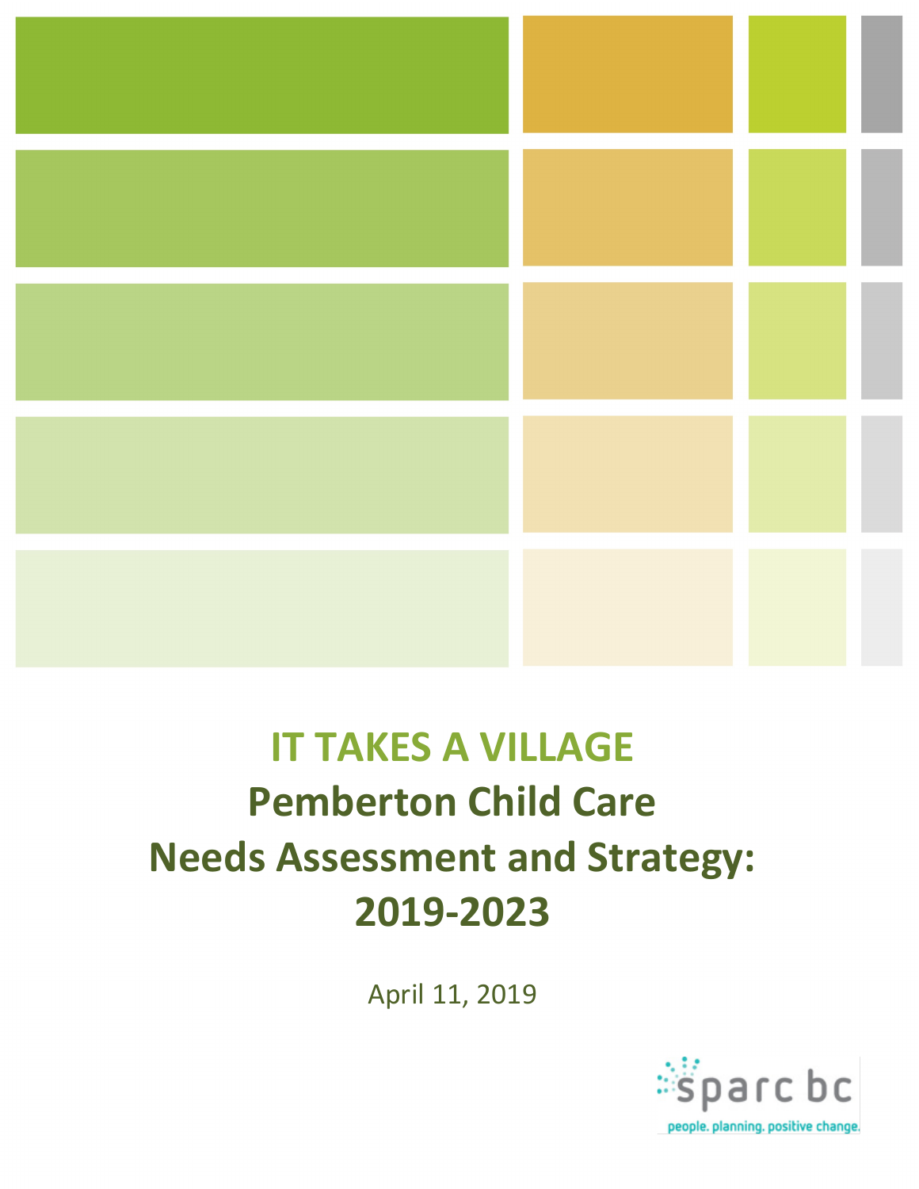# IT TAKES A VILLAGE

## Pemberton Child Care Needs Assessment and Strategy: 2019-2023

April 11, 2019

sparc bc

people. planning. positive change.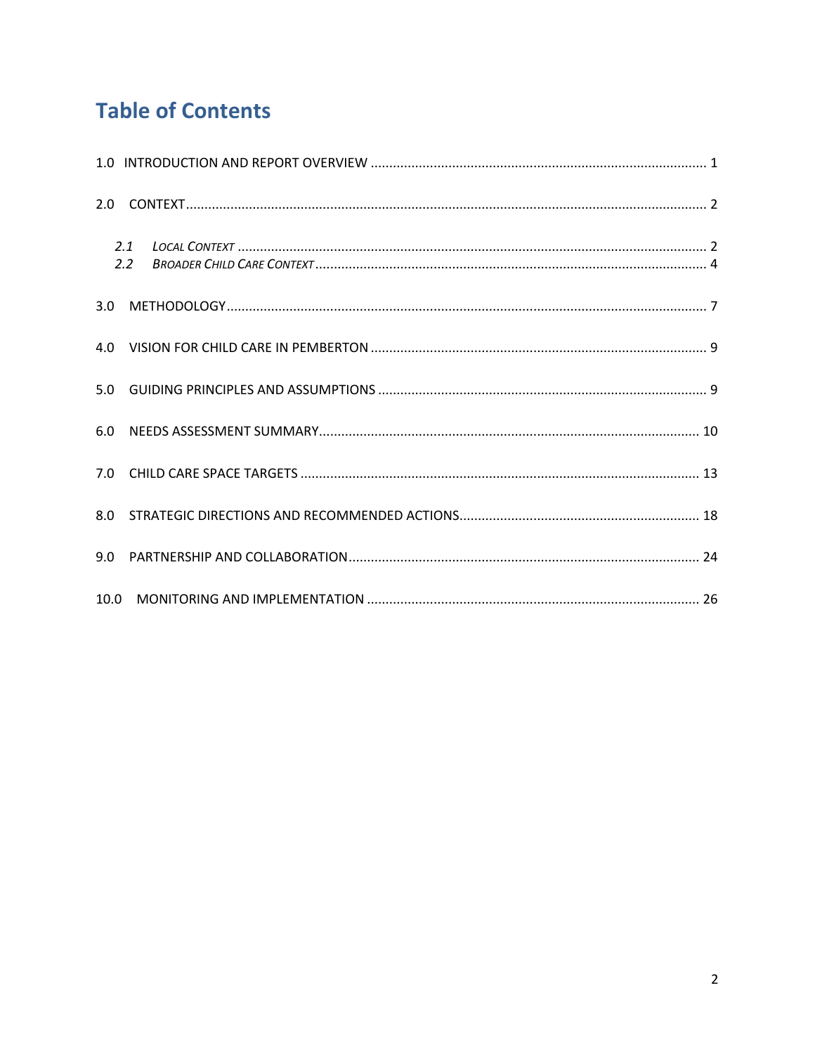# Table of Contents

1.0 INTRODUCTION AND REPORT OVERVIEW ..... 1

2.0 CONTEXT ..... 2

*2.1 LOCAL CONTEXT* ..... 2
*2.2 BROADER CHILD CARE CONTEXT* ..... 4

3.0 METHODOLOGY ..... 7

4.0 VISION FOR CHILD CARE IN PEMBERTON ..... 9

5.0 GUIDING PRINCIPLES AND ASSUMPTIONS ..... 9

6.0 NEEDS ASSESSMENT SUMMARY ..... 10

7.0 CHILD CARE SPACE TARGETS ..... 13

8.0 STRATEGIC DIRECTIONS AND RECOMMENDED ACTIONS ..... 18

9.0 PARTNERSHIP AND COLLABORATION ..... 24

10.0 MONITORING AND IMPLEMENTATION ..... 26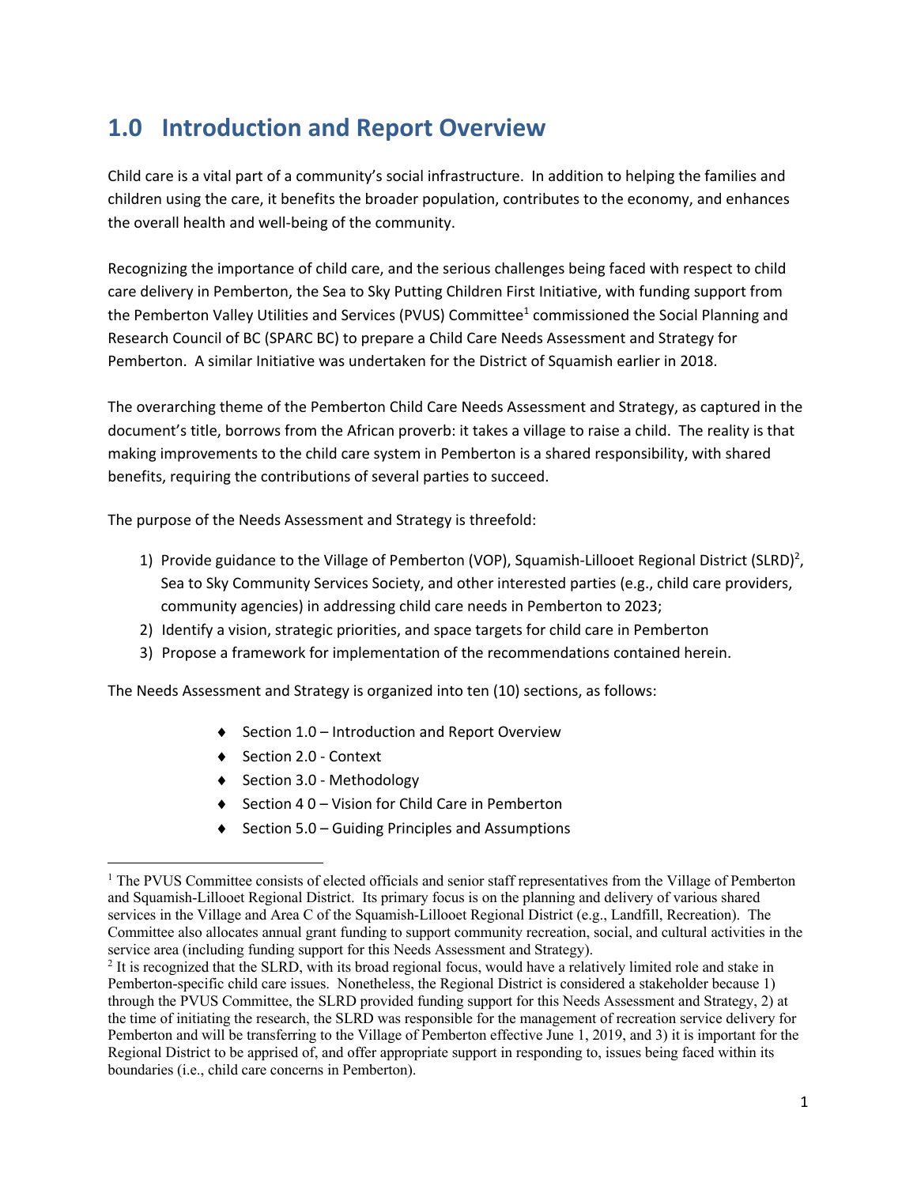# 1.0 Introduction and Report Overview

Child care is a vital part of a community's social infrastructure. In addition to helping the families and children using the care, it benefits the broader population, contributes to the economy, and enhances the overall health and well-being of the community.

Recognizing the importance of child care, and the serious challenges being faced with respect to child care delivery in Pemberton, the Sea to Sky Putting Children First Initiative, with funding support from the Pemberton Valley Utilities and Services (PVUS) Committee[1] commissioned the Social Planning and Research Council of BC (SPARC BC) to prepare a Child Care Needs Assessment and Strategy for Pemberton. A similar Initiative was undertaken for the District of Squamish earlier in 2018.

The overarching theme of the Pemberton Child Care Needs Assessment and Strategy, as captured in the document's title, borrows from the African proverb: it takes a village to raise a child. The reality is that making improvements to the child care system in Pemberton is a shared responsibility, with shared benefits, requiring the contributions of several parties to succeed.

The purpose of the Needs Assessment and Strategy is threefold:

1) Provide guidance to the Village of Pemberton (VOP), Squamish-Lillooet Regional District (SLRD)[2], Sea to Sky Community Services Society, and other interested parties (e.g., child care providers, community agencies) in addressing child care needs in Pemberton to 2023;
2) Identify a vision, strategic priorities, and space targets for child care in Pemberton
3) Propose a framework for implementation of the recommendations contained herein.

The Needs Assessment and Strategy is organized into ten (10) sections, as follows:

- Section 1.0 – Introduction and Report Overview
- Section 2.0 - Context
- Section 3.0 - Methodology
- Section 4 0 – Vision for Child Care in Pemberton
- Section 5.0 – Guiding Principles and Assumptions

---

[1] The PVUS Committee consists of elected officials and senior staff representatives from the Village of Pemberton and Squamish-Lillooet Regional District. Its primary focus is on the planning and delivery of various shared services in the Village and Area C of the Squamish-Lillooet Regional District (e.g., Landfill, Recreation). The Committee also allocates annual grant funding to support community recreation, social, and cultural activities in the service area (including funding support for this Needs Assessment and Strategy).

[2] It is recognized that the SLRD, with its broad regional focus, would have a relatively limited role and stake in Pemberton-specific child care issues. Nonetheless, the Regional District is considered a stakeholder because 1) through the PVUS Committee, the SLRD provided funding support for this Needs Assessment and Strategy, 2) at the time of initiating the research, the SLRD was responsible for the management of recreation service delivery for Pemberton and will be transferring to the Village of Pemberton effective June 1, 2019, and 3) it is important for the Regional District to be apprised of, and offer appropriate support in responding to, issues being faced within its boundaries (i.e., child care concerns in Pemberton).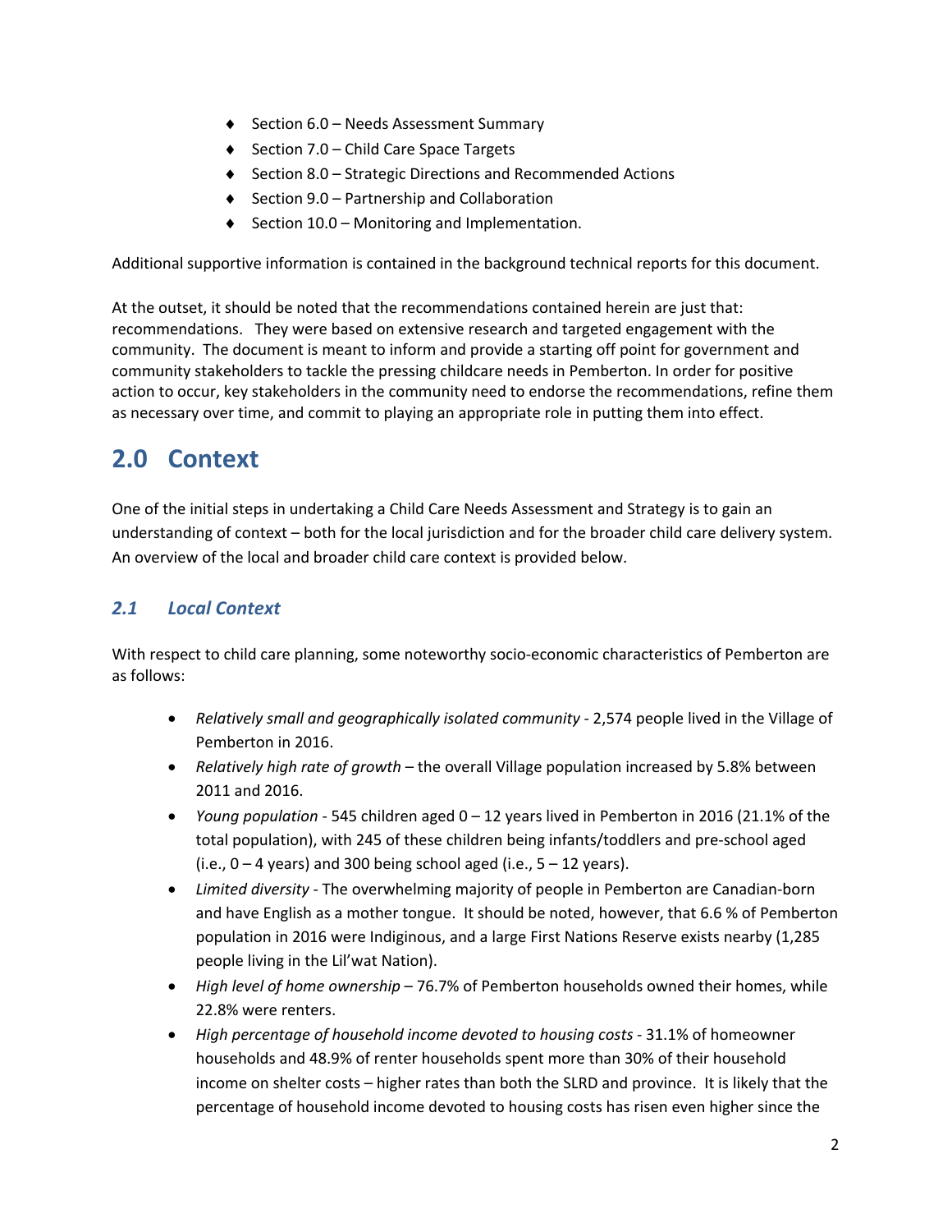- Section 6.0 – Needs Assessment Summary
- Section 7.0 – Child Care Space Targets
- Section 8.0 – Strategic Directions and Recommended Actions
- Section 9.0 – Partnership and Collaboration
- Section 10.0 – Monitoring and Implementation.

Additional supportive information is contained in the background technical reports for this document.

At the outset, it should be noted that the recommendations contained herein are just that: recommendations. They were based on extensive research and targeted engagement with the community. The document is meant to inform and provide a starting off point for government and community stakeholders to tackle the pressing childcare needs in Pemberton. In order for positive action to occur, key stakeholders in the community need to endorse the recommendations, refine them as necessary over time, and commit to playing an appropriate role in putting them into effect.

# 2.0 Context

One of the initial steps in undertaking a Child Care Needs Assessment and Strategy is to gain an understanding of context – both for the local jurisdiction and for the broader child care delivery system. An overview of the local and broader child care context is provided below.

## *2.1 Local Context*

With respect to child care planning, some noteworthy socio-economic characteristics of Pemberton are as follows:

- *Relatively small and geographically isolated community* - 2,574 people lived in the Village of Pemberton in 2016.
- *Relatively high rate of growth* – the overall Village population increased by 5.8% between 2011 and 2016.
- *Young population* - 545 children aged 0 – 12 years lived in Pemberton in 2016 (21.1% of the total population), with 245 of these children being infants/toddlers and pre-school aged (i.e., 0 – 4 years) and 300 being school aged (i.e., 5 – 12 years).
- *Limited diversity* - The overwhelming majority of people in Pemberton are Canadian-born and have English as a mother tongue. It should be noted, however, that 6.6 % of Pemberton population in 2016 were Indiginous, and a large First Nations Reserve exists nearby (1,285 people living in the Lil'wat Nation).
- *High level of home ownership* – 76.7% of Pemberton households owned their homes, while 22.8% were renters.
- *High percentage of household income devoted to housing costs* - 31.1% of homeowner households and 48.9% of renter households spent more than 30% of their household income on shelter costs – higher rates than both the SLRD and province. It is likely that the percentage of household income devoted to housing costs has risen even higher since the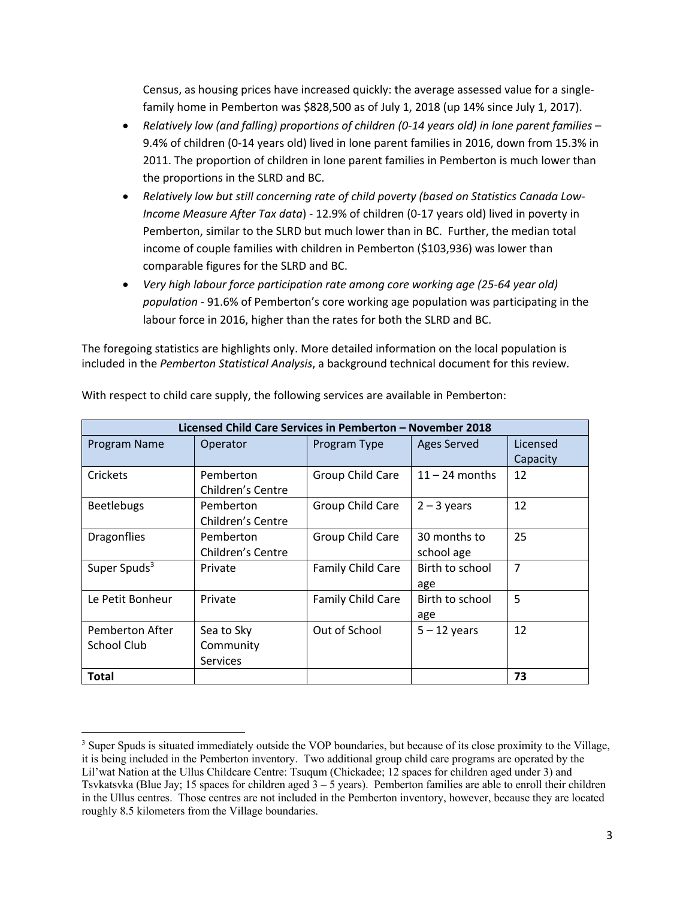Census, as housing prices have increased quickly: the average assessed value for a single-family home in Pemberton was $828,500 as of July 1, 2018 (up 14% since July 1, 2017).

- *Relatively low (and falling) proportions of children (0-14 years old) in lone parent families* – 9.4% of children (0-14 years old) lived in lone parent families in 2016, down from 15.3% in 2011. The proportion of children in lone parent families in Pemberton is much lower than the proportions in the SLRD and BC.
- *Relatively low but still concerning rate of child poverty (based on Statistics Canada Low-Income Measure After Tax data*) - 12.9% of children (0-17 years old) lived in poverty in Pemberton, similar to the SLRD but much lower than in BC. Further, the median total income of couple families with children in Pemberton ($103,936) was lower than comparable figures for the SLRD and BC.
- *Very high labour force participation rate among core working age (25-64 year old) population* - 91.6% of Pemberton's core working age population was participating in the labour force in 2016, higher than the rates for both the SLRD and BC.

The foregoing statistics are highlights only. More detailed information on the local population is included in the *Pemberton Statistical Analysis*, a background technical document for this review.

With respect to child care supply, the following services are available in Pemberton:

| **Licensed Child Care Services in Pemberton – November 2018** | | | | |
|---|---|---|---|---|
| Program Name | Operator | Program Type | Ages Served | Licensed Capacity |
| Crickets | Pemberton Children's Centre | Group Child Care | 11 – 24 months | 12 |
| Beetlebugs | Pemberton Children's Centre | Group Child Care | 2 – 3 years | 12 |
| Dragonflies | Pemberton Children's Centre | Group Child Care | 30 months to school age | 25 |
| Super Spuds[3] | Private | Family Child Care | Birth to school age | 7 |
| Le Petit Bonheur | Private | Family Child Care | Birth to school age | 5 |
| Pemberton After School Club | Sea to Sky Community Services | Out of School | 5 – 12 years | 12 |
| **Total** | | | | **73** |

[3] Super Spuds is situated immediately outside the VOP boundaries, but because of its close proximity to the Village, it is being included in the Pemberton inventory. Two additional group child care programs are operated by the Lil'wat Nation at the Ullus Childcare Centre: Tsuqum (Chickadee; 12 spaces for children aged under 3) and Tsvkatsvka (Blue Jay; 15 spaces for children aged 3 – 5 years). Pemberton families are able to enroll their children in the Ullus centres. Those centres are not included in the Pemberton inventory, however, because they are located roughly 8.5 kilometers from the Village boundaries.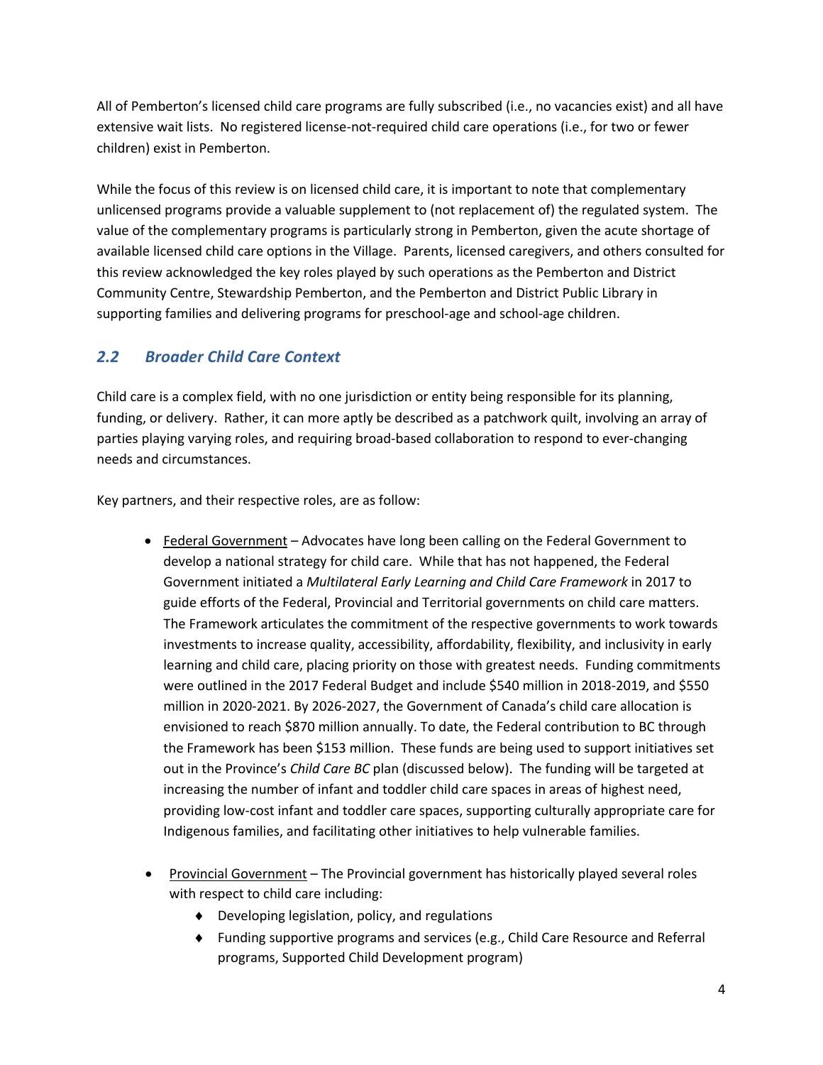All of Pemberton's licensed child care programs are fully subscribed (i.e., no vacancies exist) and all have extensive wait lists. No registered license-not-required child care operations (i.e., for two or fewer children) exist in Pemberton.

While the focus of this review is on licensed child care, it is important to note that complementary unlicensed programs provide a valuable supplement to (not replacement of) the regulated system. The value of the complementary programs is particularly strong in Pemberton, given the acute shortage of available licensed child care options in the Village. Parents, licensed caregivers, and others consulted for this review acknowledged the key roles played by such operations as the Pemberton and District Community Centre, Stewardship Pemberton, and the Pemberton and District Public Library in supporting families and delivering programs for preschool-age and school-age children.

## *2.2 Broader Child Care Context*

Child care is a complex field, with no one jurisdiction or entity being responsible for its planning, funding, or delivery. Rather, it can more aptly be described as a patchwork quilt, involving an array of parties playing varying roles, and requiring broad-based collaboration to respond to ever-changing needs and circumstances.

Key partners, and their respective roles, are as follow:

- Federal Government – Advocates have long been calling on the Federal Government to develop a national strategy for child care. While that has not happened, the Federal Government initiated a *Multilateral Early Learning and Child Care Framework* in 2017 to guide efforts of the Federal, Provincial and Territorial governments on child care matters. The Framework articulates the commitment of the respective governments to work towards investments to increase quality, accessibility, affordability, flexibility, and inclusivity in early learning and child care, placing priority on those with greatest needs. Funding commitments were outlined in the 2017 Federal Budget and include $540 million in 2018-2019, and $550 million in 2020-2021. By 2026-2027, the Government of Canada's child care allocation is envisioned to reach $870 million annually. To date, the Federal contribution to BC through the Framework has been $153 million. These funds are being used to support initiatives set out in the Province's *Child Care BC* plan (discussed below). The funding will be targeted at increasing the number of infant and toddler child care spaces in areas of highest need, providing low-cost infant and toddler care spaces, supporting culturally appropriate care for Indigenous families, and facilitating other initiatives to help vulnerable families.

- Provincial Government – The Provincial government has historically played several roles with respect to child care including:
  - Developing legislation, policy, and regulations
  - Funding supportive programs and services (e.g., Child Care Resource and Referral programs, Supported Child Development program)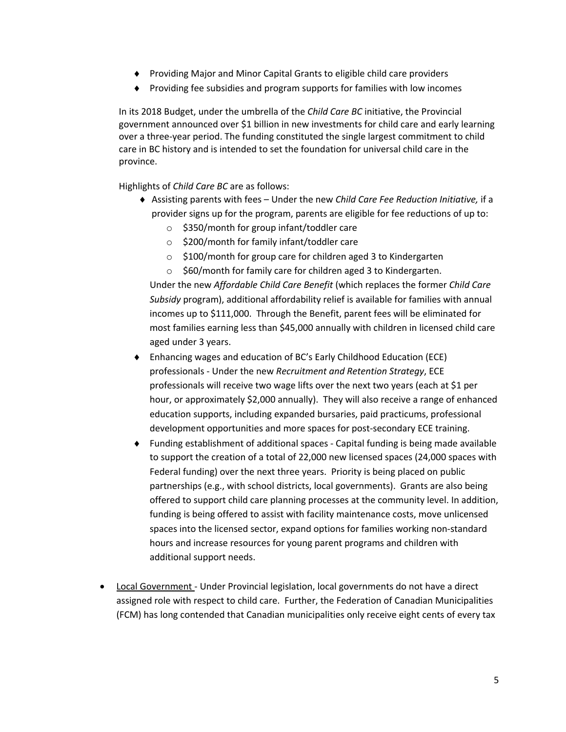- Providing Major and Minor Capital Grants to eligible child care providers
- Providing fee subsidies and program supports for families with low incomes

In its 2018 Budget, under the umbrella of the *Child Care BC* initiative, the Provincial government announced over $1 billion in new investments for child care and early learning over a three-year period. The funding constituted the single largest commitment to child care in BC history and is intended to set the foundation for universal child care in the province.

Highlights of *Child Care BC* are as follows:

- Assisting parents with fees – Under the new *Child Care Fee Reduction Initiative,* if a provider signs up for the program, parents are eligible for fee reductions of up to:
  - $350/month for group infant/toddler care
  - $200/month for family infant/toddler care
  - $100/month for group care for children aged 3 to Kindergarten
  - $60/month for family care for children aged 3 to Kindergarten.

  Under the new *Affordable Child Care Benefit* (which replaces the former *Child Care Subsidy* program), additional affordability relief is available for families with annual incomes up to $111,000. Through the Benefit, parent fees will be eliminated for most families earning less than $45,000 annually with children in licensed child care aged under 3 years.
- Enhancing wages and education of BC's Early Childhood Education (ECE) professionals - Under the new *Recruitment and Retention Strategy*, ECE professionals will receive two wage lifts over the next two years (each at $1 per hour, or approximately $2,000 annually). They will also receive a range of enhanced education supports, including expanded bursaries, paid practicums, professional development opportunities and more spaces for post-secondary ECE training.
- Funding establishment of additional spaces - Capital funding is being made available to support the creation of a total of 22,000 new licensed spaces (24,000 spaces with Federal funding) over the next three years. Priority is being placed on public partnerships (e.g., with school districts, local governments). Grants are also being offered to support child care planning processes at the community level. In addition, funding is being offered to assist with facility maintenance costs, move unlicensed spaces into the licensed sector, expand options for families working non-standard hours and increase resources for young parent programs and children with additional support needs.

- Local Government - Under Provincial legislation, local governments do not have a direct assigned role with respect to child care. Further, the Federation of Canadian Municipalities (FCM) has long contended that Canadian municipalities only receive eight cents of every tax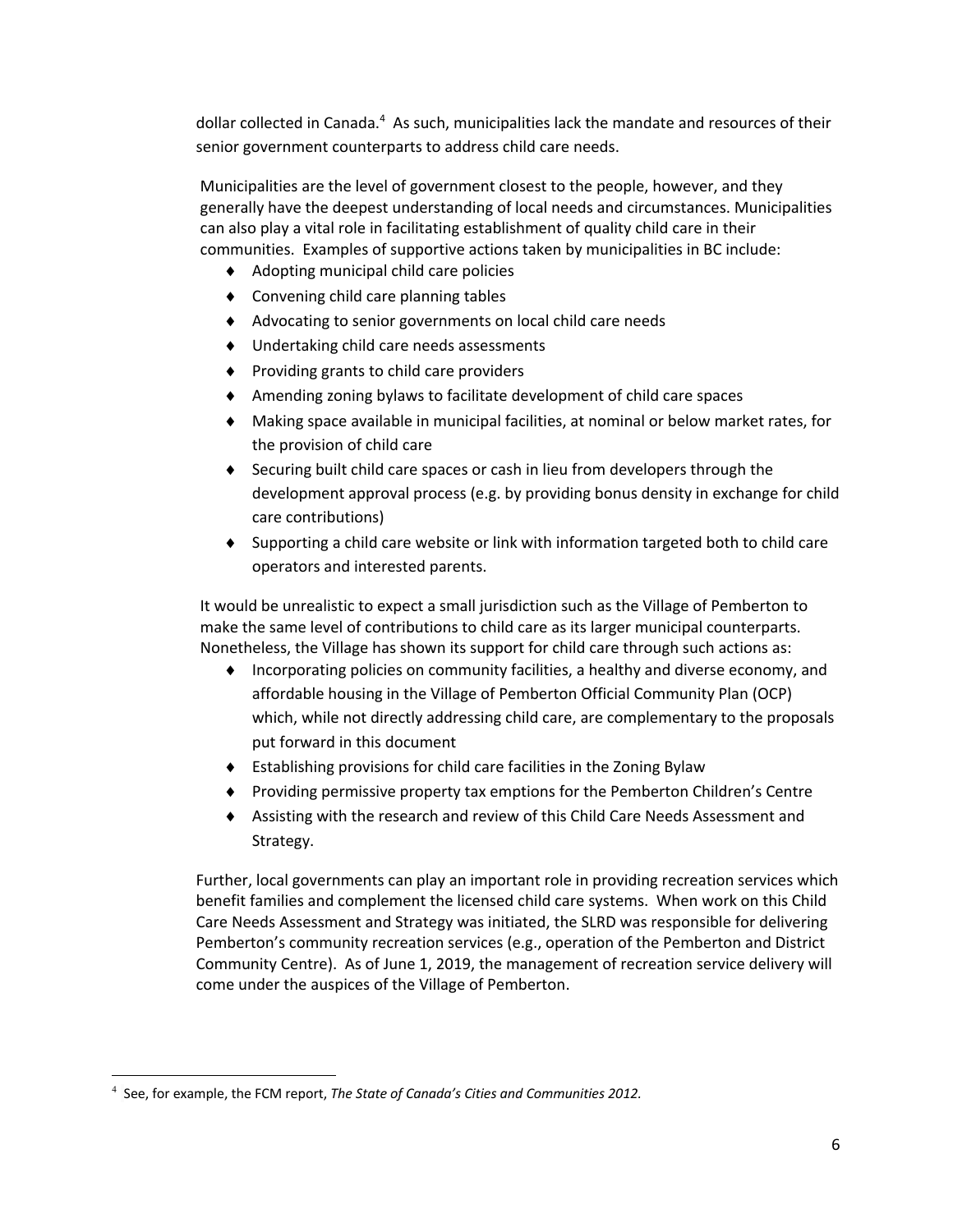dollar collected in Canada.[4] As such, municipalities lack the mandate and resources of their senior government counterparts to address child care needs.

Municipalities are the level of government closest to the people, however, and they generally have the deepest understanding of local needs and circumstances. Municipalities can also play a vital role in facilitating establishment of quality child care in their communities. Examples of supportive actions taken by municipalities in BC include:

- Adopting municipal child care policies
- Convening child care planning tables
- Advocating to senior governments on local child care needs
- Undertaking child care needs assessments
- Providing grants to child care providers
- Amending zoning bylaws to facilitate development of child care spaces
- Making space available in municipal facilities, at nominal or below market rates, for the provision of child care
- Securing built child care spaces or cash in lieu from developers through the development approval process (e.g. by providing bonus density in exchange for child care contributions)
- Supporting a child care website or link with information targeted both to child care operators and interested parents.

It would be unrealistic to expect a small jurisdiction such as the Village of Pemberton to make the same level of contributions to child care as its larger municipal counterparts. Nonetheless, the Village has shown its support for child care through such actions as:

- Incorporating policies on community facilities, a healthy and diverse economy, and affordable housing in the Village of Pemberton Official Community Plan (OCP) which, while not directly addressing child care, are complementary to the proposals put forward in this document
- Establishing provisions for child care facilities in the Zoning Bylaw
- Providing permissive property tax emptions for the Pemberton Children's Centre
- Assisting with the research and review of this Child Care Needs Assessment and Strategy.

Further, local governments can play an important role in providing recreation services which benefit families and complement the licensed child care systems. When work on this Child Care Needs Assessment and Strategy was initiated, the SLRD was responsible for delivering Pemberton's community recreation services (e.g., operation of the Pemberton and District Community Centre). As of June 1, 2019, the management of recreation service delivery will come under the auspices of the Village of Pemberton.

[4] See, for example, the FCM report, *The State of Canada's Cities and Communities 2012.*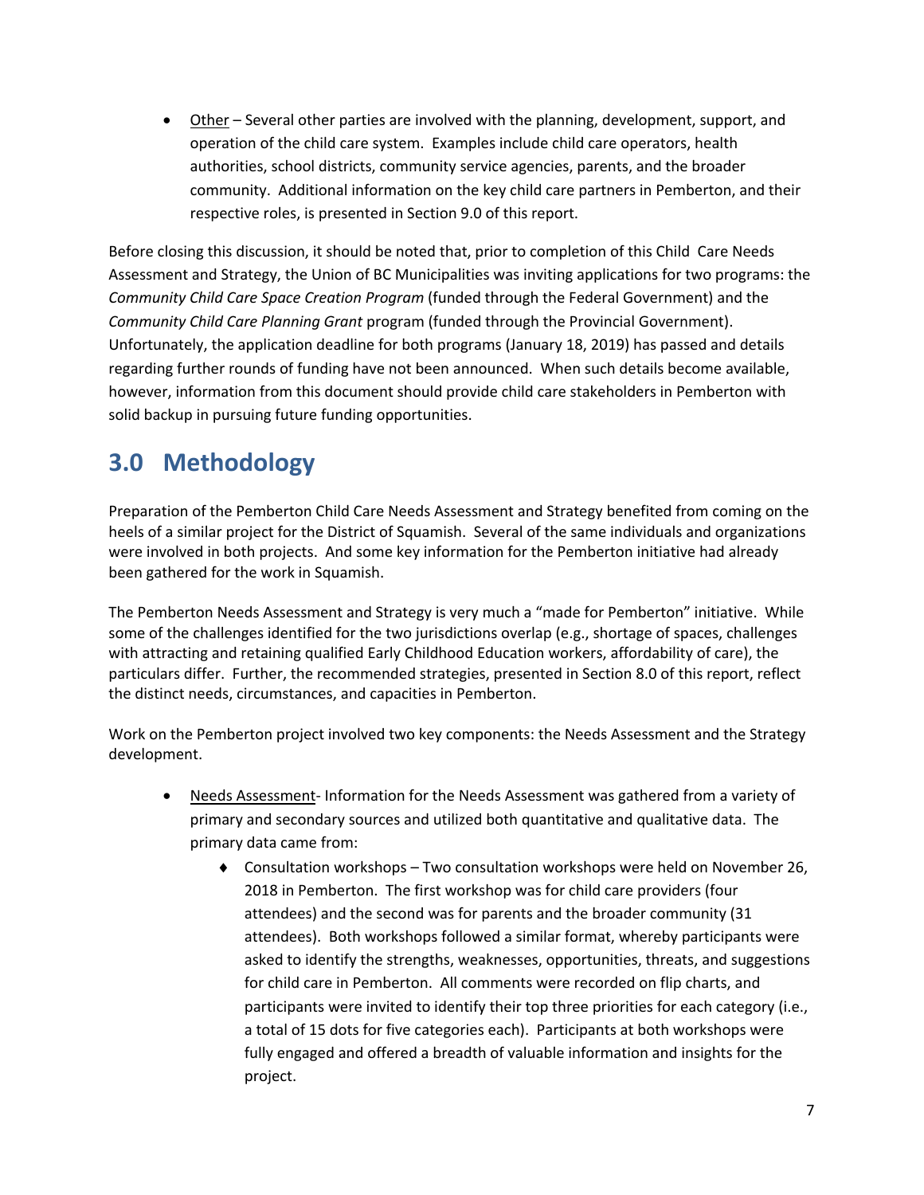- Other – Several other parties are involved with the planning, development, support, and operation of the child care system. Examples include child care operators, health authorities, school districts, community service agencies, parents, and the broader community. Additional information on the key child care partners in Pemberton, and their respective roles, is presented in Section 9.0 of this report.

Before closing this discussion, it should be noted that, prior to completion of this Child Care Needs Assessment and Strategy, the Union of BC Municipalities was inviting applications for two programs: the *Community Child Care Space Creation Program* (funded through the Federal Government) and the *Community Child Care Planning Grant* program (funded through the Provincial Government). Unfortunately, the application deadline for both programs (January 18, 2019) has passed and details regarding further rounds of funding have not been announced. When such details become available, however, information from this document should provide child care stakeholders in Pemberton with solid backup in pursuing future funding opportunities.

## 3.0 Methodology

Preparation of the Pemberton Child Care Needs Assessment and Strategy benefited from coming on the heels of a similar project for the District of Squamish. Several of the same individuals and organizations were involved in both projects. And some key information for the Pemberton initiative had already been gathered for the work in Squamish.

The Pemberton Needs Assessment and Strategy is very much a "made for Pemberton" initiative. While some of the challenges identified for the two jurisdictions overlap (e.g., shortage of spaces, challenges with attracting and retaining qualified Early Childhood Education workers, affordability of care), the particulars differ. Further, the recommended strategies, presented in Section 8.0 of this report, reflect the distinct needs, circumstances, and capacities in Pemberton.

Work on the Pemberton project involved two key components: the Needs Assessment and the Strategy development.

- Needs Assessment- Information for the Needs Assessment was gathered from a variety of primary and secondary sources and utilized both quantitative and qualitative data. The primary data came from:
    - Consultation workshops – Two consultation workshops were held on November 26, 2018 in Pemberton. The first workshop was for child care providers (four attendees) and the second was for parents and the broader community (31 attendees). Both workshops followed a similar format, whereby participants were asked to identify the strengths, weaknesses, opportunities, threats, and suggestions for child care in Pemberton. All comments were recorded on flip charts, and participants were invited to identify their top three priorities for each category (i.e., a total of 15 dots for five categories each). Participants at both workshops were fully engaged and offered a breadth of valuable information and insights for the project.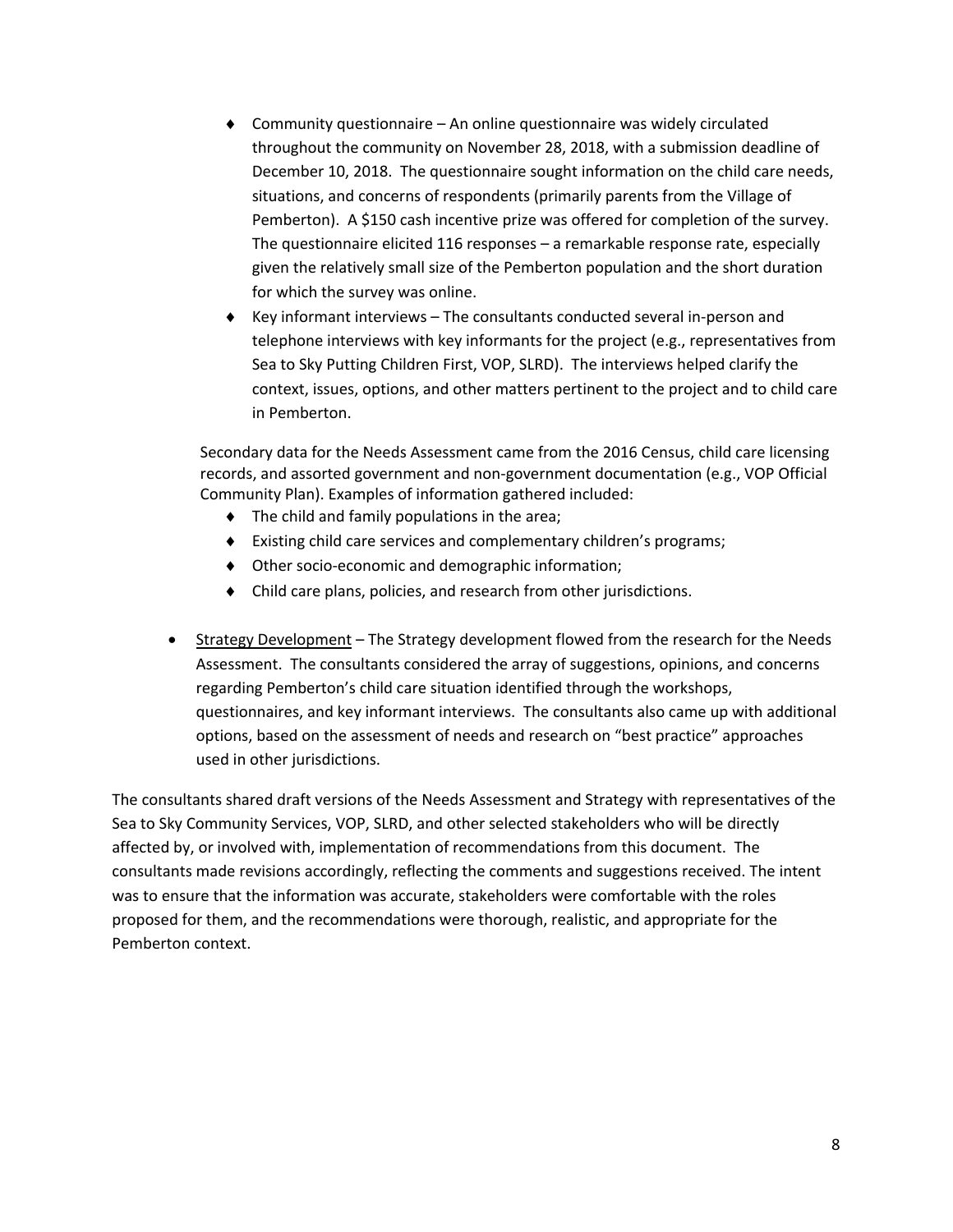- Community questionnaire – An online questionnaire was widely circulated throughout the community on November 28, 2018, with a submission deadline of December 10, 2018. The questionnaire sought information on the child care needs, situations, and concerns of respondents (primarily parents from the Village of Pemberton). A $150 cash incentive prize was offered for completion of the survey. The questionnaire elicited 116 responses – a remarkable response rate, especially given the relatively small size of the Pemberton population and the short duration for which the survey was online.
- Key informant interviews – The consultants conducted several in-person and telephone interviews with key informants for the project (e.g., representatives from Sea to Sky Putting Children First, VOP, SLRD). The interviews helped clarify the context, issues, options, and other matters pertinent to the project and to child care in Pemberton.

Secondary data for the Needs Assessment came from the 2016 Census, child care licensing records, and assorted government and non-government documentation (e.g., VOP Official Community Plan). Examples of information gathered included:

- The child and family populations in the area;
- Existing child care services and complementary children's programs;
- Other socio-economic and demographic information;
- Child care plans, policies, and research from other jurisdictions.

- Strategy Development – The Strategy development flowed from the research for the Needs Assessment. The consultants considered the array of suggestions, opinions, and concerns regarding Pemberton's child care situation identified through the workshops, questionnaires, and key informant interviews. The consultants also came up with additional options, based on the assessment of needs and research on "best practice" approaches used in other jurisdictions.

The consultants shared draft versions of the Needs Assessment and Strategy with representatives of the Sea to Sky Community Services, VOP, SLRD, and other selected stakeholders who will be directly affected by, or involved with, implementation of recommendations from this document. The consultants made revisions accordingly, reflecting the comments and suggestions received. The intent was to ensure that the information was accurate, stakeholders were comfortable with the roles proposed for them, and the recommendations were thorough, realistic, and appropriate for the Pemberton context.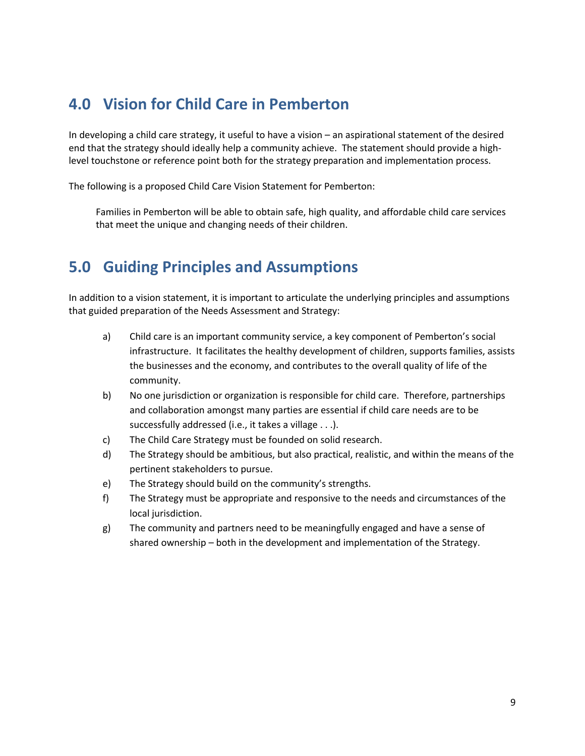## 4.0 Vision for Child Care in Pemberton

In developing a child care strategy, it useful to have a vision – an aspirational statement of the desired end that the strategy should ideally help a community achieve. The statement should provide a high-level touchstone or reference point both for the strategy preparation and implementation process.

The following is a proposed Child Care Vision Statement for Pemberton:

> Families in Pemberton will be able to obtain safe, high quality, and affordable child care services that meet the unique and changing needs of their children.

## 5.0 Guiding Principles and Assumptions

In addition to a vision statement, it is important to articulate the underlying principles and assumptions that guided preparation of the Needs Assessment and Strategy:

a) Child care is an important community service, a key component of Pemberton's social infrastructure. It facilitates the healthy development of children, supports families, assists the businesses and the economy, and contributes to the overall quality of life of the community.

b) No one jurisdiction or organization is responsible for child care. Therefore, partnerships and collaboration amongst many parties are essential if child care needs are to be successfully addressed (i.e., it takes a village . . .).

c) The Child Care Strategy must be founded on solid research.

d) The Strategy should be ambitious, but also practical, realistic, and within the means of the pertinent stakeholders to pursue.

e) The Strategy should build on the community's strengths.

f) The Strategy must be appropriate and responsive to the needs and circumstances of the local jurisdiction.

g) The community and partners need to be meaningfully engaged and have a sense of shared ownership – both in the development and implementation of the Strategy.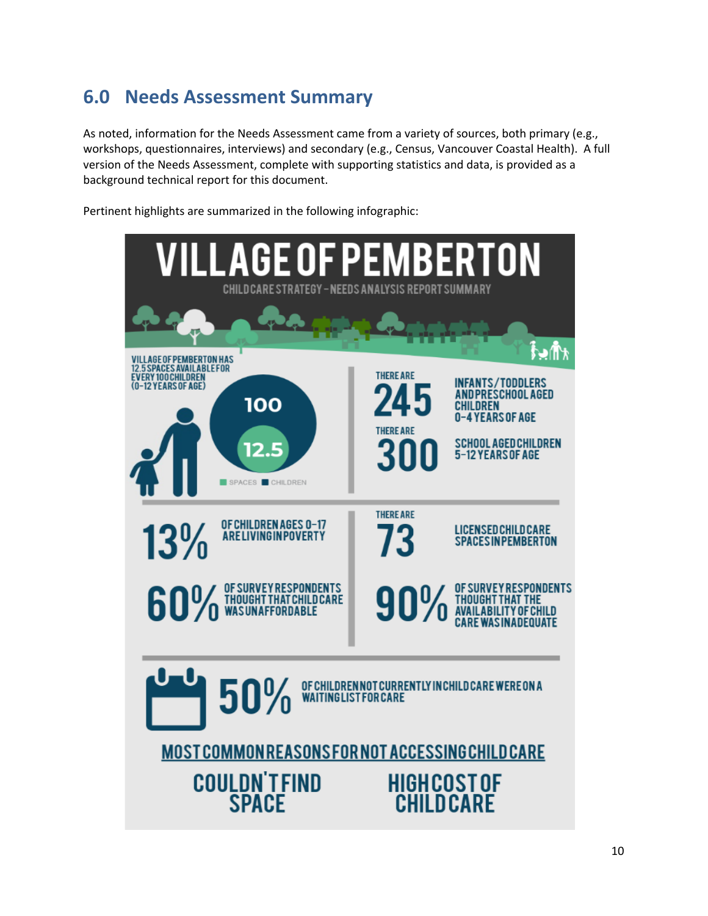## 6.0 Needs Assessment Summary

As noted, information for the Needs Assessment came from a variety of sources, both primary (e.g., workshops, questionnaires, interviews) and secondary (e.g., Census, Vancouver Coastal Health). A full version of the Needs Assessment, complete with supporting statistics and data, is provided as a background technical report for this document.

Pertinent highlights are summarized in the following infographic:

# VILLAGE OF PEMBERTON

CHILDCARE STRATEGY – NEEDS ANALYSIS REPORT SUMMARY

VILLAGE OF PEMBERTON HAS 12.5 SPACES AVAILABLE FOR EVERY 100 CHILDREN (0-12 YEARS OF AGE)

100

12.5

SPACES CHILDREN

THERE ARE **245** INFANTS/TODDLERS AND PRESCHOOL AGED CHILDREN 0-4 YEARS OF AGE

THERE ARE **300** SCHOOL AGED CHILDREN 5-12 YEARS OF AGE

**13%** OF CHILDREN AGES 0-17 ARE LIVING IN POVERTY

THERE ARE **73** LICENSED CHILD CARE SPACES IN PEMBERTON

**60%** OF SURVEY RESPONDENTS THOUGHT THAT CHILD CARE WAS UNAFFORDABLE

**90%** OF SURVEY RESPONDENTS THOUGHT THAT THE AVAILABILITY OF CHILD CARE WAS INADEQUATE

**50%** OF CHILDREN NOT CURRENTLY IN CHILD CARE WERE ON A WAITING LIST FOR CARE

MOST COMMON REASONS FOR NOT ACCESSING CHILD CARE

COULDN'T FIND SPACE

HIGH COST OF CHILD CARE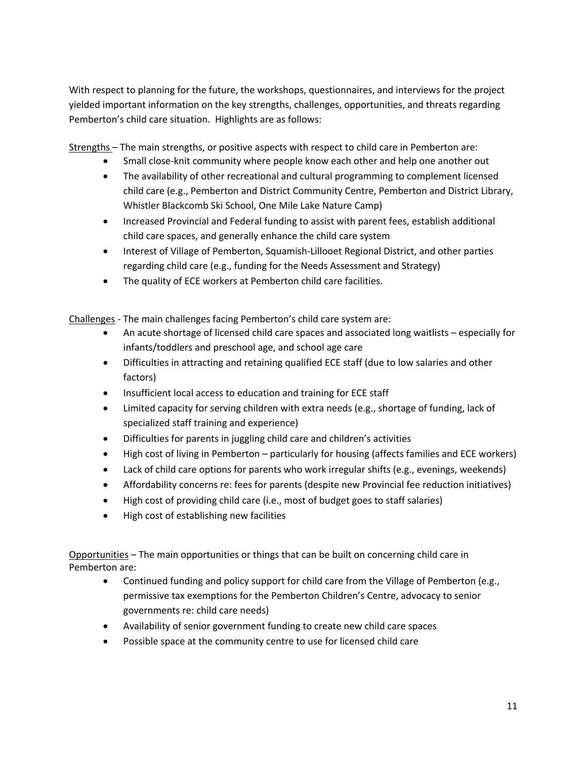With respect to planning for the future, the workshops, questionnaires, and interviews for the project yielded important information on the key strengths, challenges, opportunities, and threats regarding Pemberton's child care situation. Highlights are as follows:

Strengths – The main strengths, or positive aspects with respect to child care in Pemberton are:

- Small close-knit community where people know each other and help one another out
- The availability of other recreational and cultural programming to complement licensed child care (e.g., Pemberton and District Community Centre, Pemberton and District Library, Whistler Blackcomb Ski School, One Mile Lake Nature Camp)
- Increased Provincial and Federal funding to assist with parent fees, establish additional child care spaces, and generally enhance the child care system
- Interest of Village of Pemberton, Squamish-Lillooet Regional District, and other parties regarding child care (e.g., funding for the Needs Assessment and Strategy)
- The quality of ECE workers at Pemberton child care facilities.

Challenges - The main challenges facing Pemberton's child care system are:

- An acute shortage of licensed child care spaces and associated long waitlists – especially for infants/toddlers and preschool age, and school age care
- Difficulties in attracting and retaining qualified ECE staff (due to low salaries and other factors)
- Insufficient local access to education and training for ECE staff
- Limited capacity for serving children with extra needs (e.g., shortage of funding, lack of specialized staff training and experience)
- Difficulties for parents in juggling child care and children's activities
- High cost of living in Pemberton – particularly for housing (affects families and ECE workers)
- Lack of child care options for parents who work irregular shifts (e.g., evenings, weekends)
- Affordability concerns re: fees for parents (despite new Provincial fee reduction initiatives)
- High cost of providing child care (i.e., most of budget goes to staff salaries)
- High cost of establishing new facilities

Opportunities – The main opportunities or things that can be built on concerning child care in Pemberton are:

- Continued funding and policy support for child care from the Village of Pemberton (e.g., permissive tax exemptions for the Pemberton Children's Centre, advocacy to senior governments re: child care needs)
- Availability of senior government funding to create new child care spaces
- Possible space at the community centre to use for licensed child care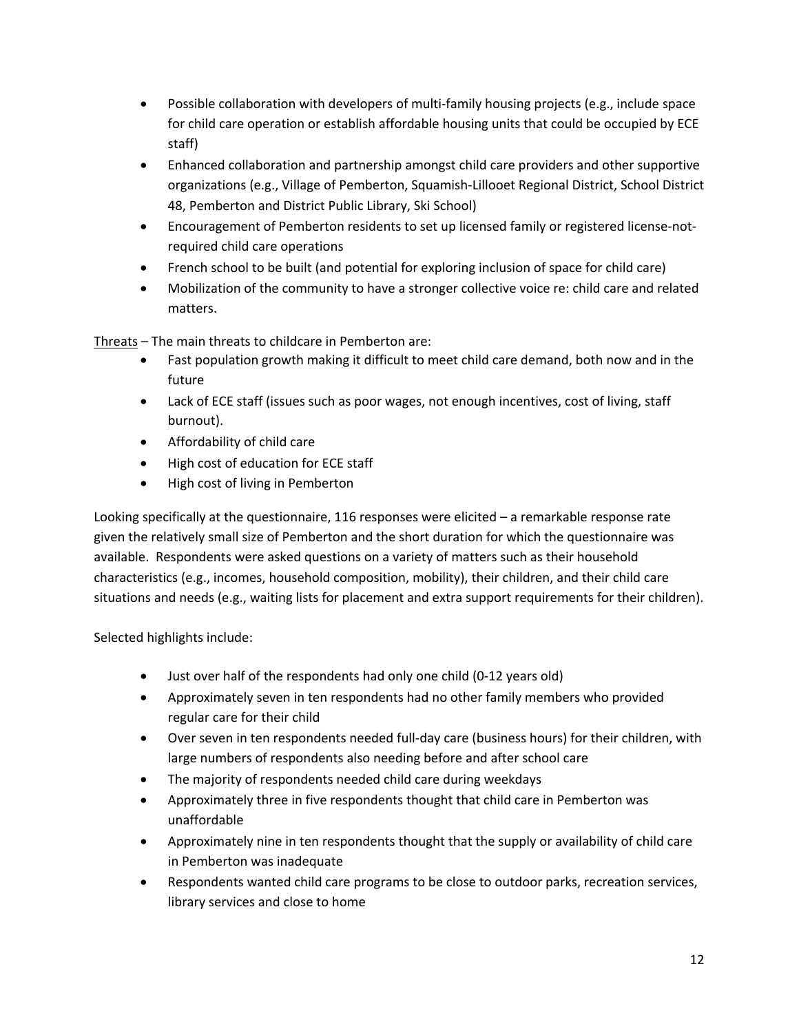- Possible collaboration with developers of multi-family housing projects (e.g., include space for child care operation or establish affordable housing units that could be occupied by ECE staff)
- Enhanced collaboration and partnership amongst child care providers and other supportive organizations (e.g., Village of Pemberton, Squamish-Lillooet Regional District, School District 48, Pemberton and District Public Library, Ski School)
- Encouragement of Pemberton residents to set up licensed family or registered license-not-required child care operations
- French school to be built (and potential for exploring inclusion of space for child care)
- Mobilization of the community to have a stronger collective voice re: child care and related matters.

<u>Threats</u> – The main threats to childcare in Pemberton are:

- Fast population growth making it difficult to meet child care demand, both now and in the future
- Lack of ECE staff (issues such as poor wages, not enough incentives, cost of living, staff burnout).
- Affordability of child care
- High cost of education for ECE staff
- High cost of living in Pemberton

Looking specifically at the questionnaire, 116 responses were elicited – a remarkable response rate given the relatively small size of Pemberton and the short duration for which the questionnaire was available. Respondents were asked questions on a variety of matters such as their household characteristics (e.g., incomes, household composition, mobility), their children, and their child care situations and needs (e.g., waiting lists for placement and extra support requirements for their children).

Selected highlights include:

- Just over half of the respondents had only one child (0-12 years old)
- Approximately seven in ten respondents had no other family members who provided regular care for their child
- Over seven in ten respondents needed full-day care (business hours) for their children, with large numbers of respondents also needing before and after school care
- The majority of respondents needed child care during weekdays
- Approximately three in five respondents thought that child care in Pemberton was unaffordable
- Approximately nine in ten respondents thought that the supply or availability of child care in Pemberton was inadequate
- Respondents wanted child care programs to be close to outdoor parks, recreation services, library services and close to home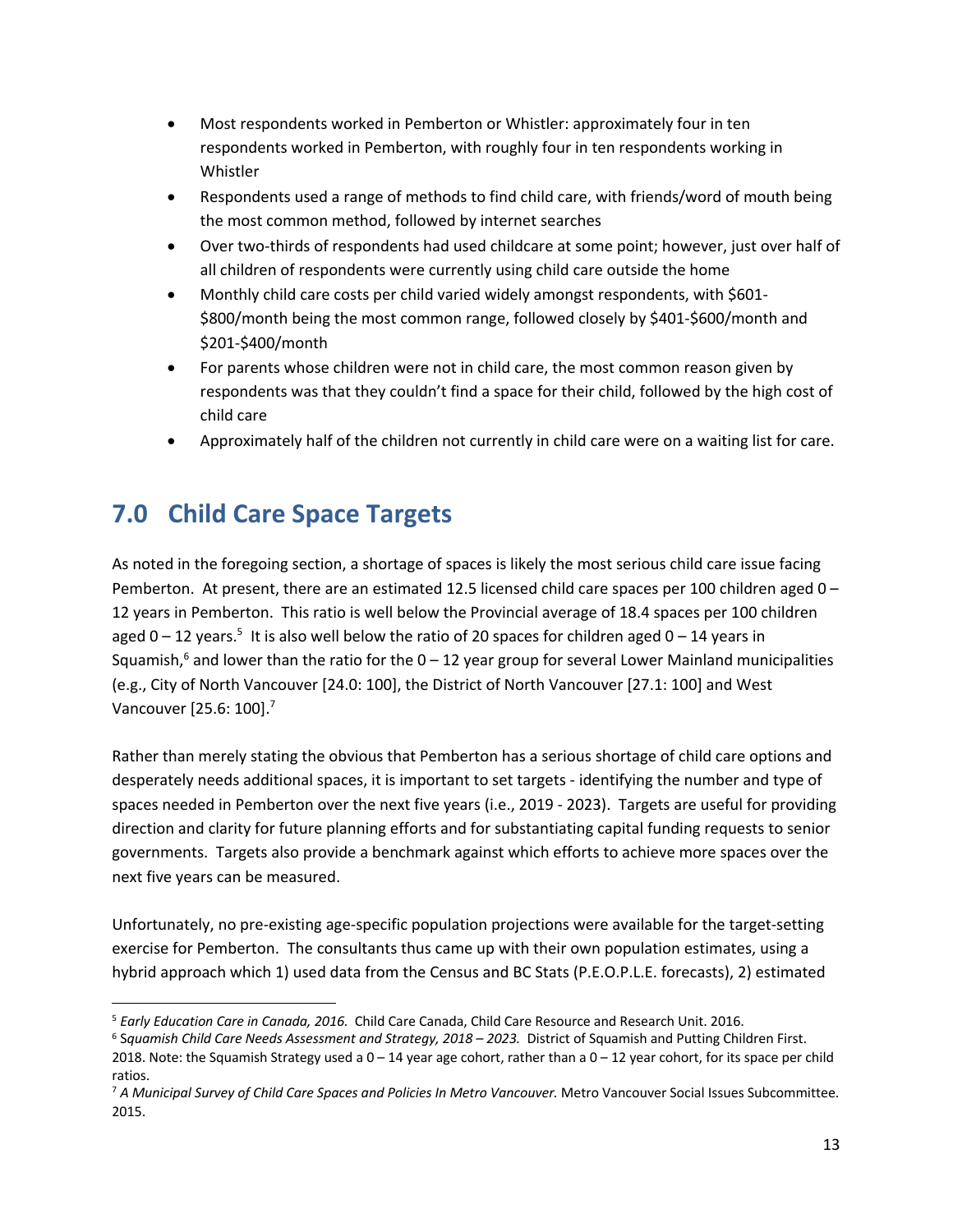- Most respondents worked in Pemberton or Whistler: approximately four in ten respondents worked in Pemberton, with roughly four in ten respondents working in Whistler
- Respondents used a range of methods to find child care, with friends/word of mouth being the most common method, followed by internet searches
- Over two-thirds of respondents had used childcare at some point; however, just over half of all children of respondents were currently using child care outside the home
- Monthly child care costs per child varied widely amongst respondents, with $601-$800/month being the most common range, followed closely by $401-$600/month and $201-$400/month
- For parents whose children were not in child care, the most common reason given by respondents was that they couldn't find a space for their child, followed by the high cost of child care
- Approximately half of the children not currently in child care were on a waiting list for care.

## 7.0 Child Care Space Targets

As noted in the foregoing section, a shortage of spaces is likely the most serious child care issue facing Pemberton. At present, there are an estimated 12.5 licensed child care spaces per 100 children aged 0 – 12 years in Pemberton. This ratio is well below the Provincial average of 18.4 spaces per 100 children aged 0 – 12 years.[5] It is also well below the ratio of 20 spaces for children aged 0 – 14 years in Squamish,[6] and lower than the ratio for the 0 – 12 year group for several Lower Mainland municipalities (e.g., City of North Vancouver [24.0: 100], the District of North Vancouver [27.1: 100] and West Vancouver [25.6: 100].[7]

Rather than merely stating the obvious that Pemberton has a serious shortage of child care options and desperately needs additional spaces, it is important to set targets - identifying the number and type of spaces needed in Pemberton over the next five years (i.e., 2019 - 2023). Targets are useful for providing direction and clarity for future planning efforts and for substantiating capital funding requests to senior governments. Targets also provide a benchmark against which efforts to achieve more spaces over the next five years can be measured.

Unfortunately, no pre-existing age-specific population projections were available for the target-setting exercise for Pemberton. The consultants thus came up with their own population estimates, using a hybrid approach which 1) used data from the Census and BC Stats (P.E.O.P.L.E. forecasts), 2) estimated

---

[5] *Early Education Care in Canada, 2016.* Child Care Canada, Child Care Resource and Research Unit. 2016.

[6] *Squamish Child Care Needs Assessment and Strategy, 2018 – 2023.* District of Squamish and Putting Children First. 2018. Note: the Squamish Strategy used a 0 – 14 year age cohort, rather than a 0 – 12 year cohort, for its space per child ratios.

[7] *A Municipal Survey of Child Care Spaces and Policies In Metro Vancouver.* Metro Vancouver Social Issues Subcommittee. 2015.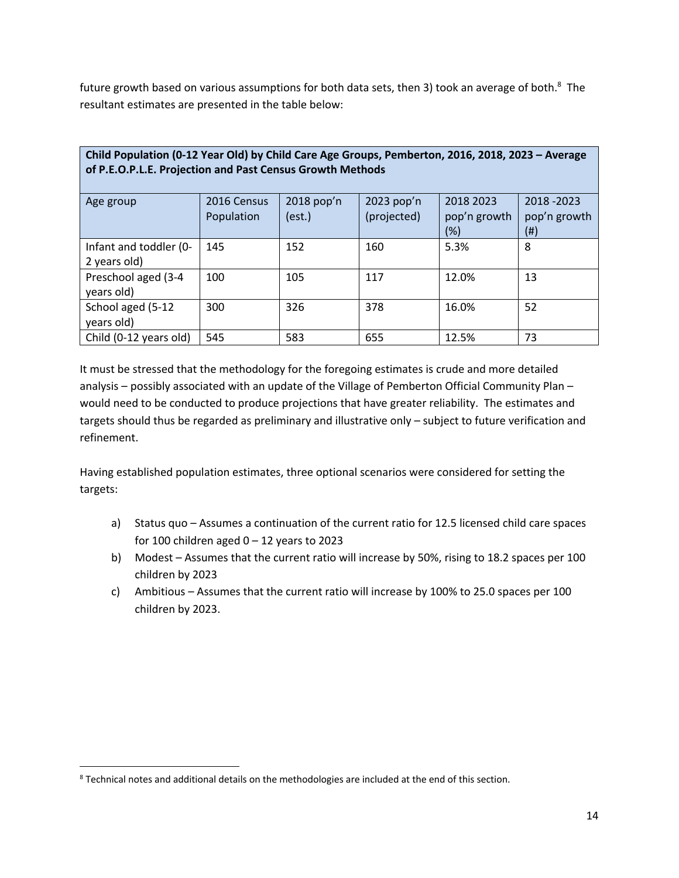future growth based on various assumptions for both data sets, then 3) took an average of both.[8] The resultant estimates are presented in the table below:

**Child Population (0-12 Year Old) by Child Care Age Groups, Pemberton, 2016, 2018, 2023 – Average of P.E.O.P.L.E. Projection and Past Census Growth Methods**

| Age group | 2016 Census Population | 2018 pop'n (est.) | 2023 pop'n (projected) | 2018 2023 pop'n growth (%) | 2018 -2023 pop'n growth (#) |
|---|---|---|---|---|---|
| Infant and toddler (0-2 years old) | 145 | 152 | 160 | 5.3% | 8 |
| Preschool aged (3-4 years old) | 100 | 105 | 117 | 12.0% | 13 |
| School aged (5-12 years old) | 300 | 326 | 378 | 16.0% | 52 |
| Child (0-12 years old) | 545 | 583 | 655 | 12.5% | 73 |

It must be stressed that the methodology for the foregoing estimates is crude and more detailed analysis – possibly associated with an update of the Village of Pemberton Official Community Plan – would need to be conducted to produce projections that have greater reliability. The estimates and targets should thus be regarded as preliminary and illustrative only – subject to future verification and refinement.

Having established population estimates, three optional scenarios were considered for setting the targets:

a) Status quo – Assumes a continuation of the current ratio for 12.5 licensed child care spaces for 100 children aged 0 – 12 years to 2023
b) Modest – Assumes that the current ratio will increase by 50%, rising to 18.2 spaces per 100 children by 2023
c) Ambitious – Assumes that the current ratio will increase by 100% to 25.0 spaces per 100 children by 2023.

[8] Technical notes and additional details on the methodologies are included at the end of this section.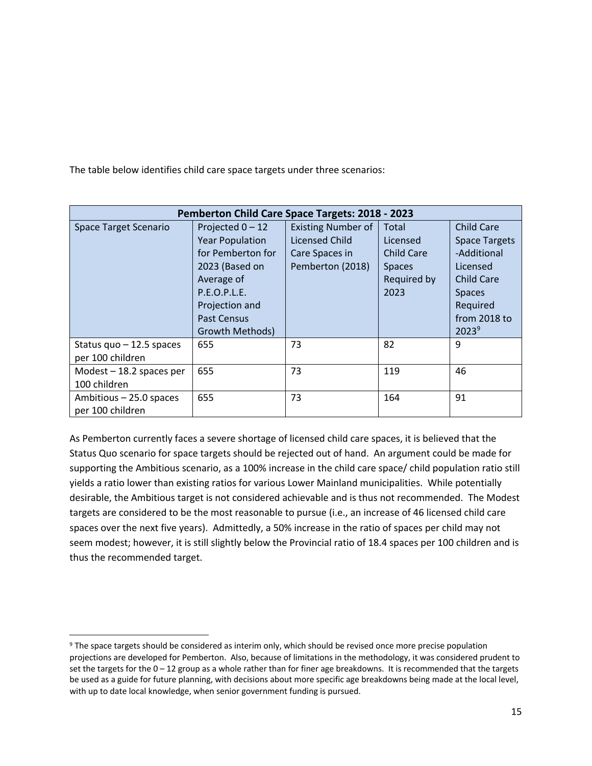The table below identifies child care space targets under three scenarios:

| Pemberton Child Care Space Targets: 2018 - 2023 | | | | |
|---|---|---|---|---|
| Space Target Scenario | Projected 0 – 12 Year Population for Pemberton for 2023 (Based on Average of P.E.O.P.L.E. Projection and Past Census Growth Methods) | Existing Number of Licensed Child Care Spaces in Pemberton (2018) | Total Licensed Child Care Spaces Required by 2023 | Child Care Space Targets -Additional Licensed Child Care Spaces Required from 2018 to 2023[9] |
| Status quo – 12.5 spaces per 100 children | 655 | 73 | 82 | 9 |
| Modest – 18.2 spaces per 100 children | 655 | 73 | 119 | 46 |
| Ambitious – 25.0 spaces per 100 children | 655 | 73 | 164 | 91 |

As Pemberton currently faces a severe shortage of licensed child care spaces, it is believed that the Status Quo scenario for space targets should be rejected out of hand. An argument could be made for supporting the Ambitious scenario, as a 100% increase in the child care space/ child population ratio still yields a ratio lower than existing ratios for various Lower Mainland municipalities. While potentially desirable, the Ambitious target is not considered achievable and is thus not recommended. The Modest targets are considered to be the most reasonable to pursue (i.e., an increase of 46 licensed child care spaces over the next five years). Admittedly, a 50% increase in the ratio of spaces per child may not seem modest; however, it is still slightly below the Provincial ratio of 18.4 spaces per 100 children and is thus the recommended target.

[9] The space targets should be considered as interim only, which should be revised once more precise population projections are developed for Pemberton. Also, because of limitations in the methodology, it was considered prudent to set the targets for the 0 – 12 group as a whole rather than for finer age breakdowns. It is recommended that the targets be used as a guide for future planning, with decisions about more specific age breakdowns being made at the local level, with up to date local knowledge, when senior government funding is pursued.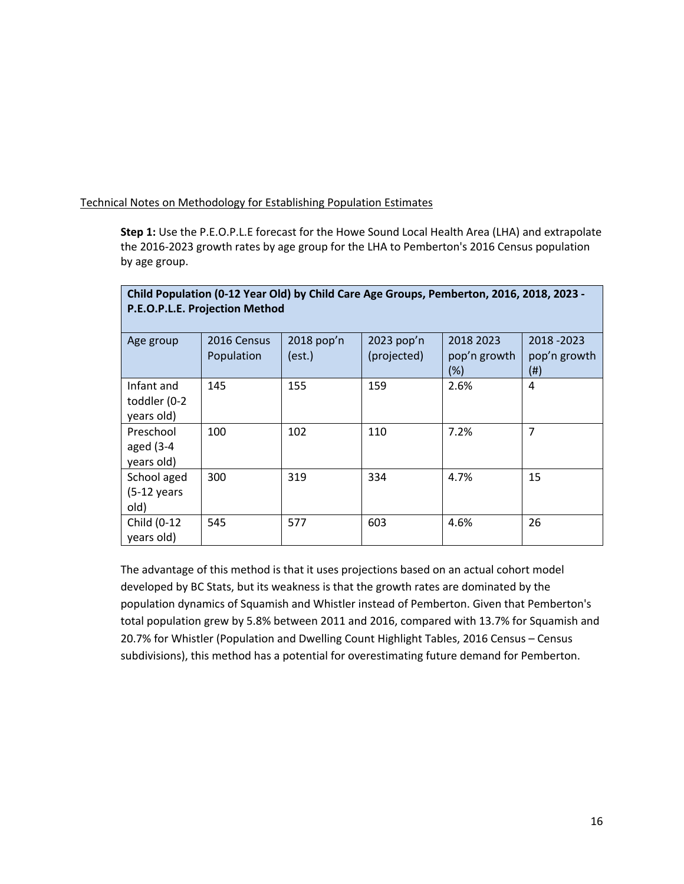Technical Notes on Methodology for Establishing Population Estimates

**Step 1:** Use the P.E.O.P.L.E forecast for the Howe Sound Local Health Area (LHA) and extrapolate the 2016-2023 growth rates by age group for the LHA to Pemberton's 2016 Census population by age group.

**Child Population (0-12 Year Old) by Child Care Age Groups, Pemberton, 2016, 2018, 2023 - P.E.O.P.L.E. Projection Method**

| Age group | 2016 Census Population | 2018 pop'n (est.) | 2023 pop'n (projected) | 2018 2023 pop'n growth (%) | 2018 -2023 pop'n growth (#) |
|---|---|---|---|---|---|
| Infant and toddler (0-2 years old) | 145 | 155 | 159 | 2.6% | 4 |
| Preschool aged (3-4 years old) | 100 | 102 | 110 | 7.2% | 7 |
| School aged (5-12 years old) | 300 | 319 | 334 | 4.7% | 15 |
| Child (0-12 years old) | 545 | 577 | 603 | 4.6% | 26 |

The advantage of this method is that it uses projections based on an actual cohort model developed by BC Stats, but its weakness is that the growth rates are dominated by the population dynamics of Squamish and Whistler instead of Pemberton. Given that Pemberton's total population grew by 5.8% between 2011 and 2016, compared with 13.7% for Squamish and 20.7% for Whistler (Population and Dwelling Count Highlight Tables, 2016 Census – Census subdivisions), this method has a potential for overestimating future demand for Pemberton.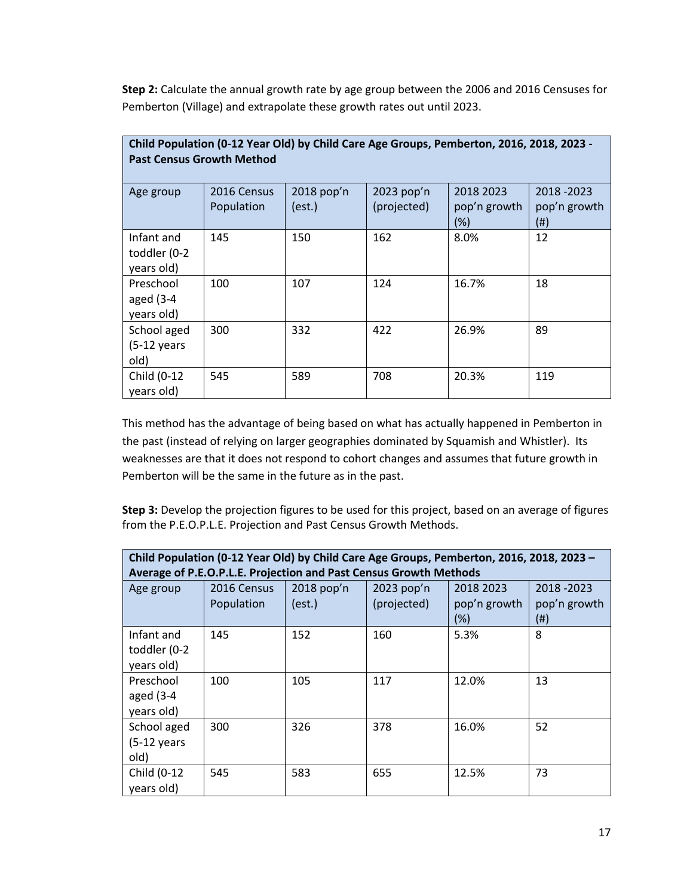**Step 2:** Calculate the annual growth rate by age group between the 2006 and 2016 Censuses for Pemberton (Village) and extrapolate these growth rates out until 2023.

| **Child Population (0-12 Year Old) by Child Care Age Groups, Pemberton, 2016, 2018, 2023 - Past Census Growth Method** | | | | | |
|---|---|---|---|---|---|
| Age group | 2016 Census Population | 2018 pop'n (est.) | 2023 pop'n (projected) | 2018 2023 pop'n growth (%) | 2018 -2023 pop'n growth (#) |
| Infant and toddler (0-2 years old) | 145 | 150 | 162 | 8.0% | 12 |
| Preschool aged (3-4 years old) | 100 | 107 | 124 | 16.7% | 18 |
| School aged (5-12 years old) | 300 | 332 | 422 | 26.9% | 89 |
| Child (0-12 years old) | 545 | 589 | 708 | 20.3% | 119 |

This method has the advantage of being based on what has actually happened in Pemberton in the past (instead of relying on larger geographies dominated by Squamish and Whistler). Its weaknesses are that it does not respond to cohort changes and assumes that future growth in Pemberton will be the same in the future as in the past.

**Step 3:** Develop the projection figures to be used for this project, based on an average of figures from the P.E.O.P.L.E. Projection and Past Census Growth Methods.

| **Child Population (0-12 Year Old) by Child Care Age Groups, Pemberton, 2016, 2018, 2023 – Average of P.E.O.P.L.E. Projection and Past Census Growth Methods** | | | | | |
|---|---|---|---|---|---|
| Age group | 2016 Census Population | 2018 pop'n (est.) | 2023 pop'n (projected) | 2018 2023 pop'n growth (%) | 2018 -2023 pop'n growth (#) |
| Infant and toddler (0-2 years old) | 145 | 152 | 160 | 5.3% | 8 |
| Preschool aged (3-4 years old) | 100 | 105 | 117 | 12.0% | 13 |
| School aged (5-12 years old) | 300 | 326 | 378 | 16.0% | 52 |
| Child (0-12 years old) | 545 | 583 | 655 | 12.5% | 73 |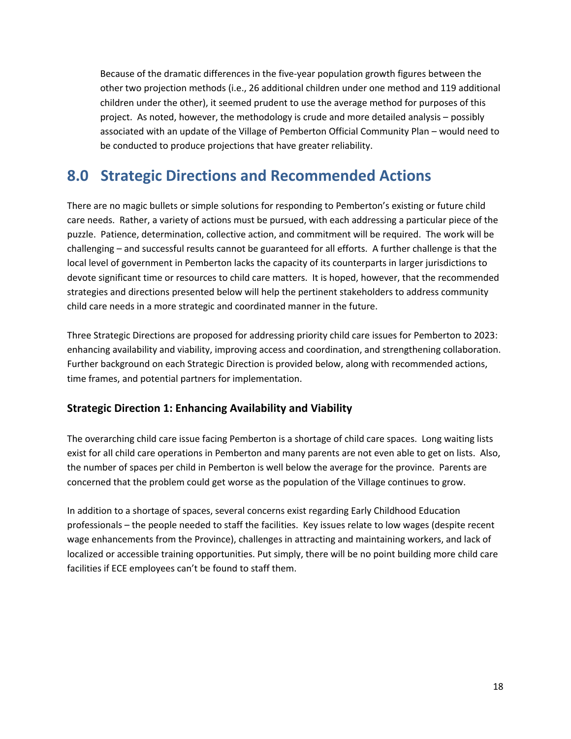Because of the dramatic differences in the five-year population growth figures between the other two projection methods (i.e., 26 additional children under one method and 119 additional children under the other), it seemed prudent to use the average method for purposes of this project. As noted, however, the methodology is crude and more detailed analysis – possibly associated with an update of the Village of Pemberton Official Community Plan – would need to be conducted to produce projections that have greater reliability.

# 8.0 Strategic Directions and Recommended Actions

There are no magic bullets or simple solutions for responding to Pemberton's existing or future child care needs. Rather, a variety of actions must be pursued, with each addressing a particular piece of the puzzle. Patience, determination, collective action, and commitment will be required. The work will be challenging – and successful results cannot be guaranteed for all efforts. A further challenge is that the local level of government in Pemberton lacks the capacity of its counterparts in larger jurisdictions to devote significant time or resources to child care matters. It is hoped, however, that the recommended strategies and directions presented below will help the pertinent stakeholders to address community child care needs in a more strategic and coordinated manner in the future.

Three Strategic Directions are proposed for addressing priority child care issues for Pemberton to 2023: enhancing availability and viability, improving access and coordination, and strengthening collaboration. Further background on each Strategic Direction is provided below, along with recommended actions, time frames, and potential partners for implementation.

### Strategic Direction 1: Enhancing Availability and Viability

The overarching child care issue facing Pemberton is a shortage of child care spaces. Long waiting lists exist for all child care operations in Pemberton and many parents are not even able to get on lists. Also, the number of spaces per child in Pemberton is well below the average for the province. Parents are concerned that the problem could get worse as the population of the Village continues to grow.

In addition to a shortage of spaces, several concerns exist regarding Early Childhood Education professionals – the people needed to staff the facilities. Key issues relate to low wages (despite recent wage enhancements from the Province), challenges in attracting and maintaining workers, and lack of localized or accessible training opportunities. Put simply, there will be no point building more child care facilities if ECE employees can't be found to staff them.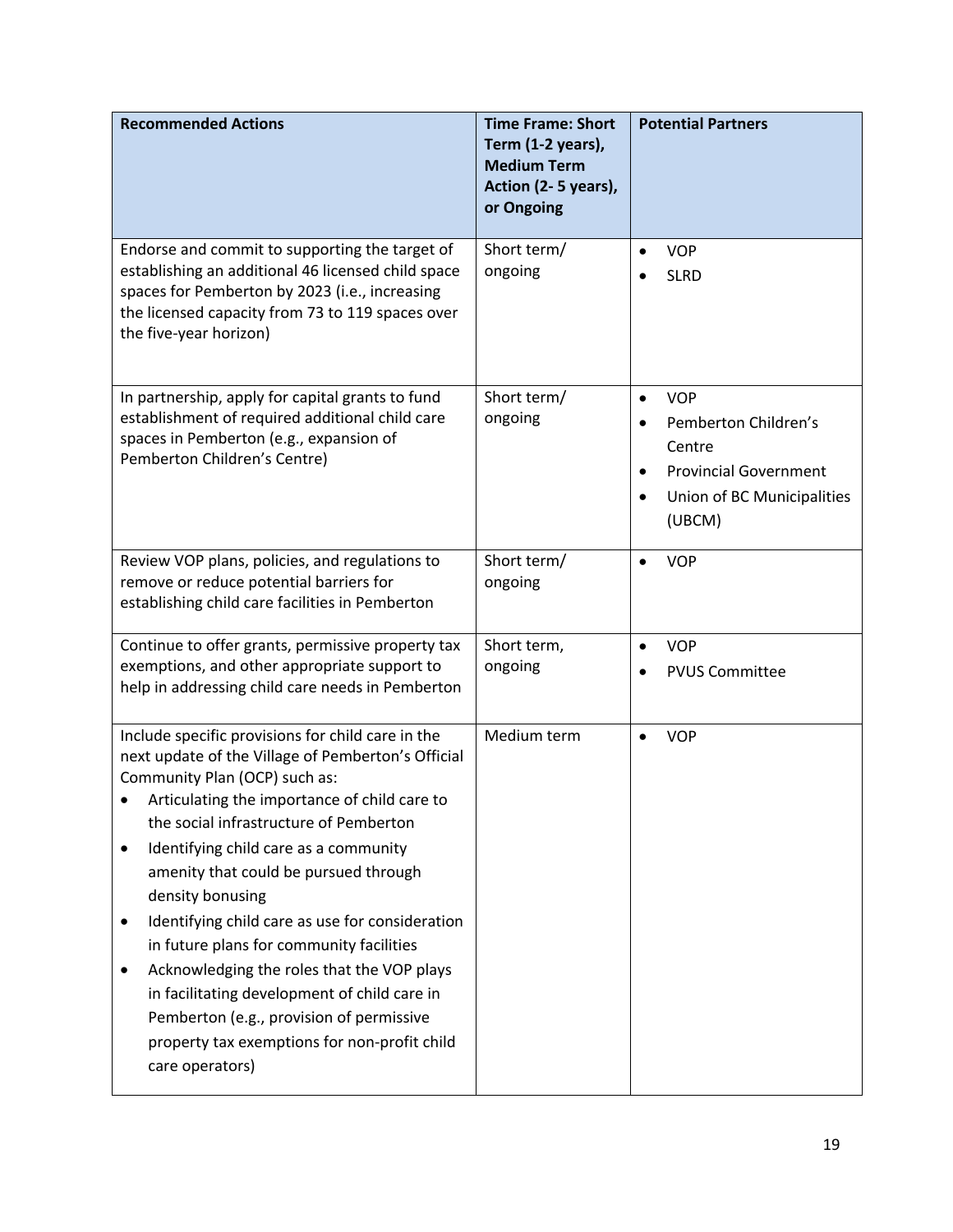| Recommended Actions | Time Frame: Short Term (1-2 years), Medium Term Action (2- 5 years), or Ongoing | Potential Partners |
|---|---|---|
| Endorse and commit to supporting the target of establishing an additional 46 licensed child space spaces for Pemberton by 2023 (i.e., increasing the licensed capacity from 73 to 119 spaces over the five-year horizon) | Short term/ ongoing | • VOP<br>• SLRD |
| In partnership, apply for capital grants to fund establishment of required additional child care spaces in Pemberton (e.g., expansion of Pemberton Children's Centre) | Short term/ ongoing | • VOP<br>• Pemberton Children's Centre<br>• Provincial Government<br>• Union of BC Municipalities (UBCM) |
| Review VOP plans, policies, and regulations to remove or reduce potential barriers for establishing child care facilities in Pemberton | Short term/ ongoing | • VOP |
| Continue to offer grants, permissive property tax exemptions, and other appropriate support to help in addressing child care needs in Pemberton | Short term, ongoing | • VOP<br>• PVUS Committee |
| Include specific provisions for child care in the next update of the Village of Pemberton's Official Community Plan (OCP) such as:<br>• Articulating the importance of child care to the social infrastructure of Pemberton<br>• Identifying child care as a community amenity that could be pursued through density bonusing<br>• Identifying child care as use for consideration in future plans for community facilities<br>• Acknowledging the roles that the VOP plays in facilitating development of child care in Pemberton (e.g., provision of permissive property tax exemptions for non-profit child care operators) | Medium term | • VOP |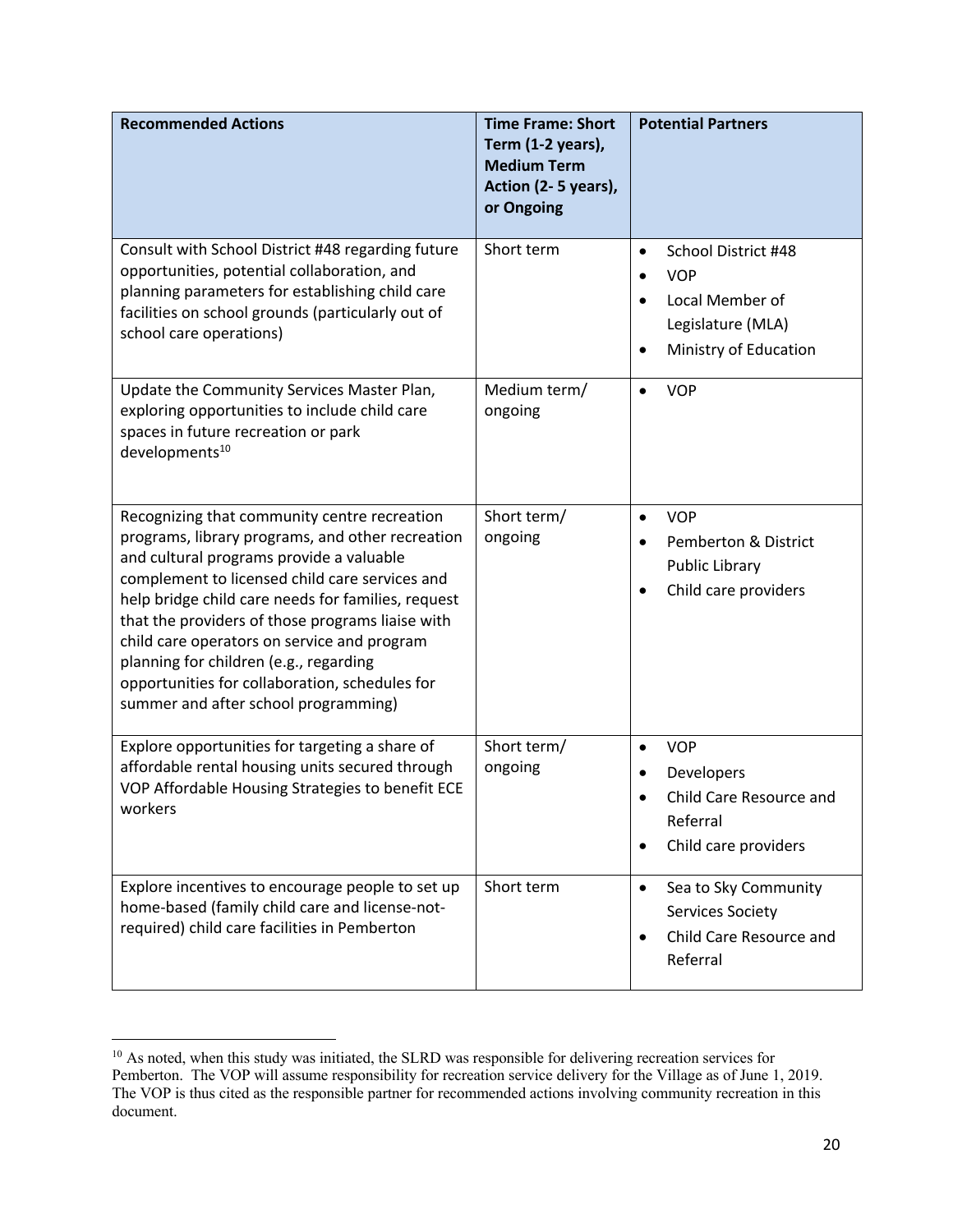| Recommended Actions | Time Frame: Short Term (1-2 years), Medium Term Action (2- 5 years), or Ongoing | Potential Partners |
|---|---|---|
| Consult with School District #48 regarding future opportunities, potential collaboration, and planning parameters for establishing child care facilities on school grounds (particularly out of school care operations) | Short term | • School District #48<br>• VOP<br>• Local Member of Legislature (MLA)<br>• Ministry of Education |
| Update the Community Services Master Plan, exploring opportunities to include child care spaces in future recreation or park developments[10] | Medium term/ ongoing | • VOP |
| Recognizing that community centre recreation programs, library programs, and other recreation and cultural programs provide a valuable complement to licensed child care services and help bridge child care needs for families, request that the providers of those programs liaise with child care operators on service and program planning for children (e.g., regarding opportunities for collaboration, schedules for summer and after school programming) | Short term/ ongoing | • VOP<br>• Pemberton & District Public Library<br>• Child care providers |
| Explore opportunities for targeting a share of affordable rental housing units secured through VOP Affordable Housing Strategies to benefit ECE workers | Short term/ ongoing | • VOP<br>• Developers<br>• Child Care Resource and Referral<br>• Child care providers |
| Explore incentives to encourage people to set up home-based (family child care and license-not-required) child care facilities in Pemberton | Short term | • Sea to Sky Community Services Society<br>• Child Care Resource and Referral |

[10] As noted, when this study was initiated, the SLRD was responsible for delivering recreation services for Pemberton. The VOP will assume responsibility for recreation service delivery for the Village as of June 1, 2019. The VOP is thus cited as the responsible partner for recommended actions involving community recreation in this document.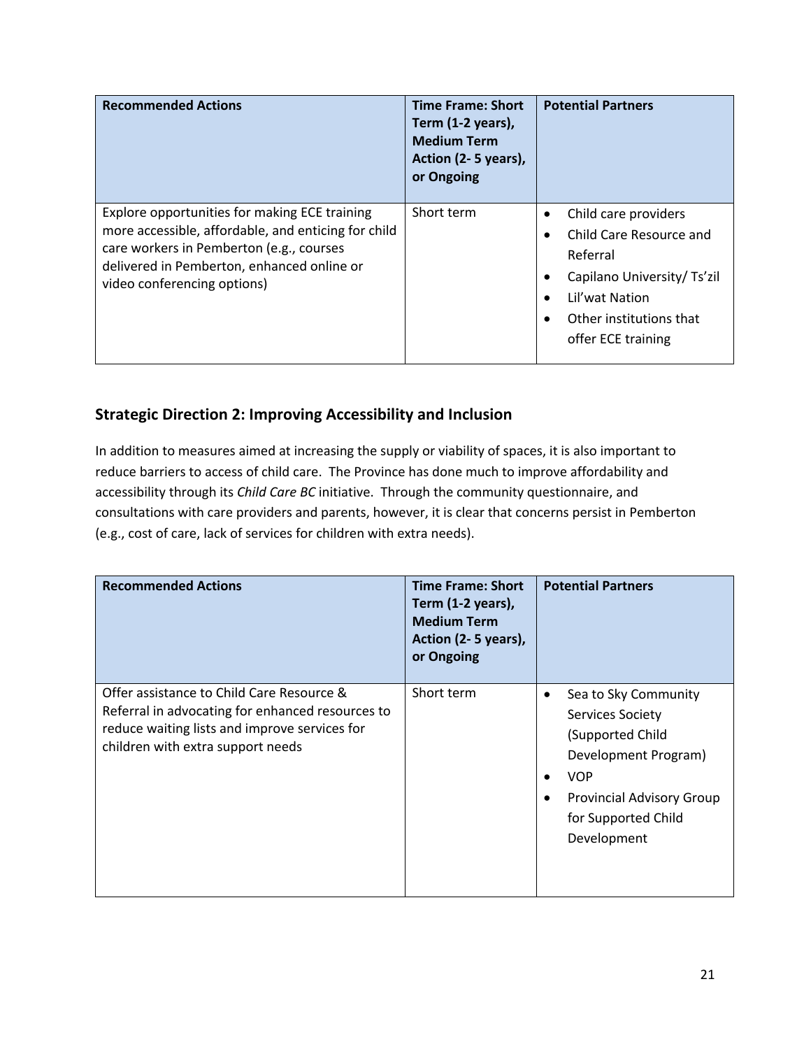| Recommended Actions | Time Frame: Short Term (1-2 years), Medium Term Action (2- 5 years), or Ongoing | Potential Partners |
|---|---|---|
| Explore opportunities for making ECE training more accessible, affordable, and enticing for child care workers in Pemberton (e.g., courses delivered in Pemberton, enhanced online or video conferencing options) | Short term | • Child care providers<br>• Child Care Resource and Referral<br>• Capilano University/ Ts'zil<br>• Lil'wat Nation<br>• Other institutions that offer ECE training |

## Strategic Direction 2: Improving Accessibility and Inclusion

In addition to measures aimed at increasing the supply or viability of spaces, it is also important to reduce barriers to access of child care. The Province has done much to improve affordability and accessibility through its *Child Care BC* initiative. Through the community questionnaire, and consultations with care providers and parents, however, it is clear that concerns persist in Pemberton (e.g., cost of care, lack of services for children with extra needs).

| Recommended Actions | Time Frame: Short Term (1-2 years), Medium Term Action (2- 5 years), or Ongoing | Potential Partners |
|---|---|---|
| Offer assistance to Child Care Resource & Referral in advocating for enhanced resources to reduce waiting lists and improve services for children with extra support needs | Short term | • Sea to Sky Community Services Society (Supported Child Development Program)<br>• VOP<br>• Provincial Advisory Group for Supported Child Development |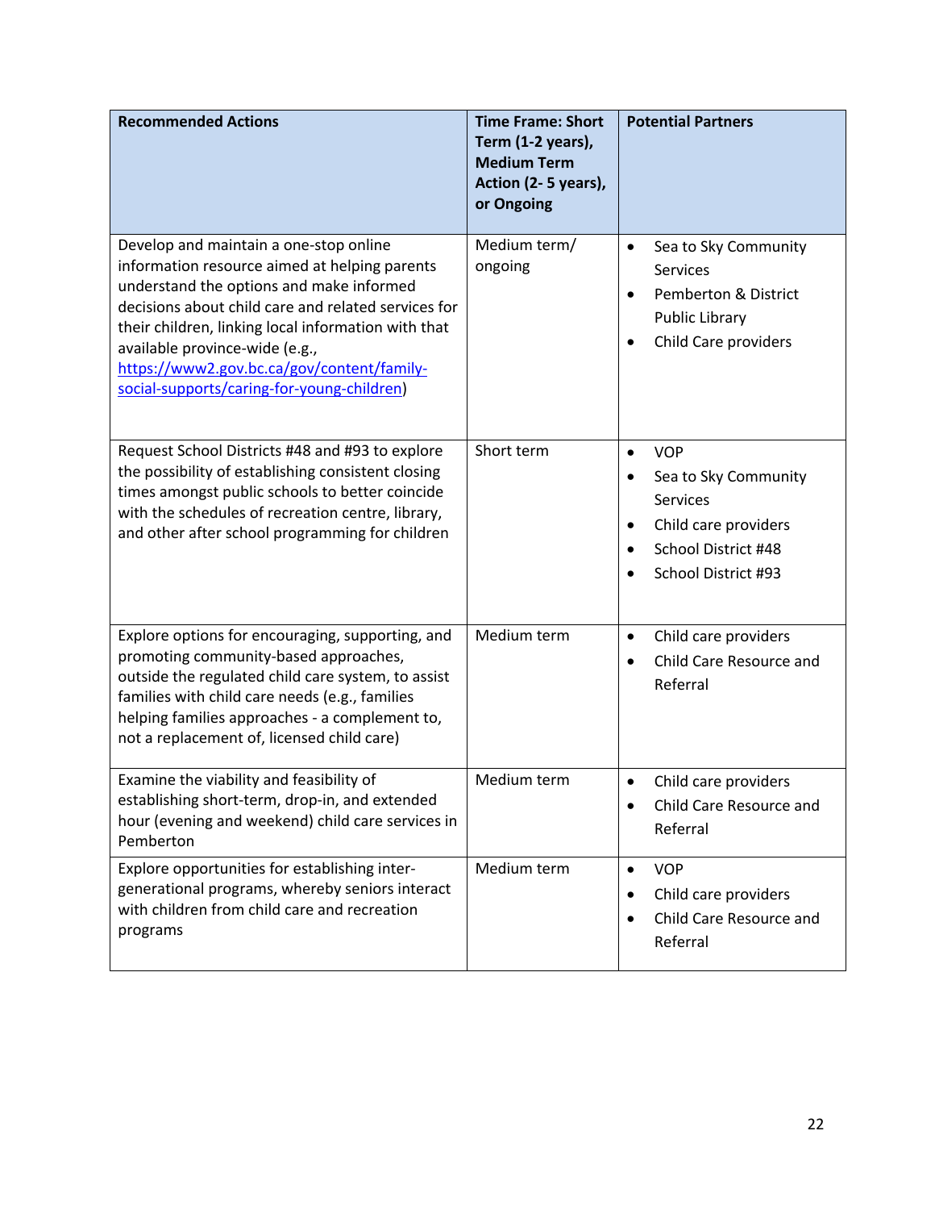| Recommended Actions | Time Frame: Short Term (1-2 years), Medium Term Action (2- 5 years), or Ongoing | Potential Partners |
|---|---|---|
| Develop and maintain a one-stop online information resource aimed at helping parents understand the options and make informed decisions about child care and related services for their children, linking local information with that available province-wide (e.g., [https://www2.gov.bc.ca/gov/content/family-social-supports/caring-for-young-children](https://www2.gov.bc.ca/gov/content/family-social-supports/caring-for-young-children)) | Medium term/ ongoing | • Sea to Sky Community Services<br>• Pemberton & District Public Library<br>• Child Care providers |
| Request School Districts #48 and #93 to explore the possibility of establishing consistent closing times amongst public schools to better coincide with the schedules of recreation centre, library, and other after school programming for children | Short term | • VOP<br>• Sea to Sky Community Services<br>• Child care providers<br>• School District #48<br>• School District #93 |
| Explore options for encouraging, supporting, and promoting community-based approaches, outside the regulated child care system, to assist families with child care needs (e.g., families helping families approaches - a complement to, not a replacement of, licensed child care) | Medium term | • Child care providers<br>• Child Care Resource and Referral |
| Examine the viability and feasibility of establishing short-term, drop-in, and extended hour (evening and weekend) child care services in Pemberton | Medium term | • Child care providers<br>• Child Care Resource and Referral |
| Explore opportunities for establishing inter-generational programs, whereby seniors interact with children from child care and recreation programs | Medium term | • VOP<br>• Child care providers<br>• Child Care Resource and Referral |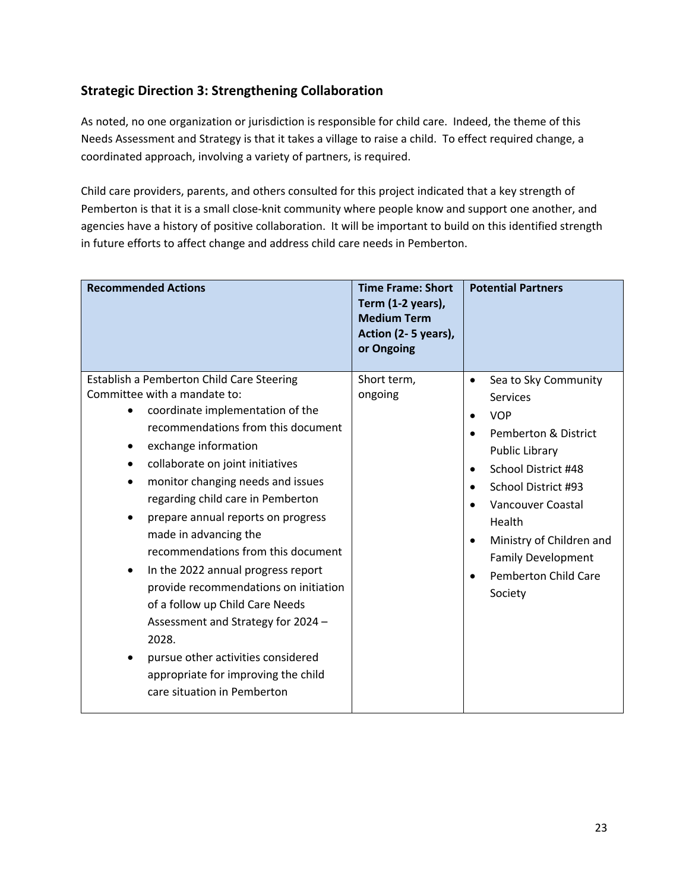## Strategic Direction 3: Strengthening Collaboration

As noted, no one organization or jurisdiction is responsible for child care. Indeed, the theme of this Needs Assessment and Strategy is that it takes a village to raise a child. To effect required change, a coordinated approach, involving a variety of partners, is required.

Child care providers, parents, and others consulted for this project indicated that a key strength of Pemberton is that it is a small close-knit community where people know and support one another, and agencies have a history of positive collaboration. It will be important to build on this identified strength in future efforts to affect change and address child care needs in Pemberton.

| Recommended Actions | Time Frame: Short Term (1-2 years), Medium Term Action (2- 5 years), or Ongoing | Potential Partners |
|---|---|---|
| Establish a Pemberton Child Care Steering Committee with a mandate to:<br>• coordinate implementation of the recommendations from this document<br>• exchange information<br>• collaborate on joint initiatives<br>• monitor changing needs and issues regarding child care in Pemberton<br>• prepare annual reports on progress made in advancing the recommendations from this document<br>• In the 2022 annual progress report provide recommendations on initiation of a follow up Child Care Needs Assessment and Strategy for 2024 – 2028.<br>• pursue other activities considered appropriate for improving the child care situation in Pemberton | Short term, ongoing | • Sea to Sky Community Services<br>• VOP<br>• Pemberton & District Public Library<br>• School District #48<br>• School District #93<br>• Vancouver Coastal Health<br>• Ministry of Children and Family Development<br>• Pemberton Child Care Society |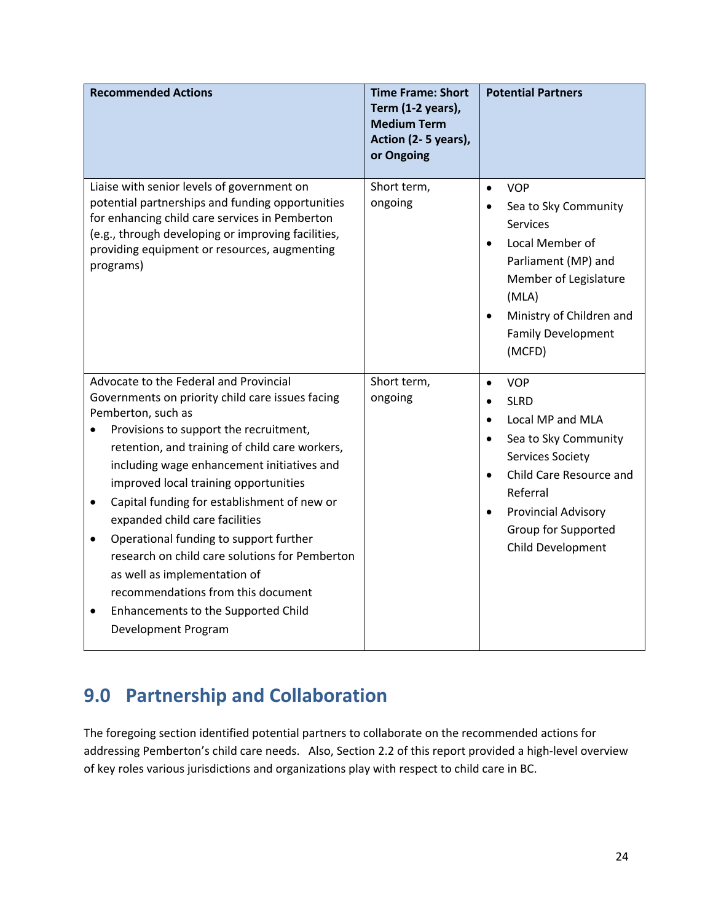| Recommended Actions | Time Frame: Short Term (1-2 years), Medium Term Action (2- 5 years), or Ongoing | Potential Partners |
|---|---|---|
| Liaise with senior levels of government on potential partnerships and funding opportunities for enhancing child care services in Pemberton (e.g., through developing or improving facilities, providing equipment or resources, augmenting programs) | Short term, ongoing | • VOP<br>• Sea to Sky Community Services<br>• Local Member of Parliament (MP) and Member of Legislature (MLA)<br>• Ministry of Children and Family Development (MCFD) |
| Advocate to the Federal and Provincial Governments on priority child care issues facing Pemberton, such as<br>• Provisions to support the recruitment, retention, and training of child care workers, including wage enhancement initiatives and improved local training opportunities<br>• Capital funding for establishment of new or expanded child care facilities<br>• Operational funding to support further research on child care solutions for Pemberton as well as implementation of recommendations from this document<br>• Enhancements to the Supported Child Development Program | Short term, ongoing | • VOP<br>• SLRD<br>• Local MP and MLA<br>• Sea to Sky Community Services Society<br>• Child Care Resource and Referral<br>• Provincial Advisory Group for Supported Child Development |

## 9.0 Partnership and Collaboration

The foregoing section identified potential partners to collaborate on the recommended actions for addressing Pemberton's child care needs. Also, Section 2.2 of this report provided a high-level overview of key roles various jurisdictions and organizations play with respect to child care in BC.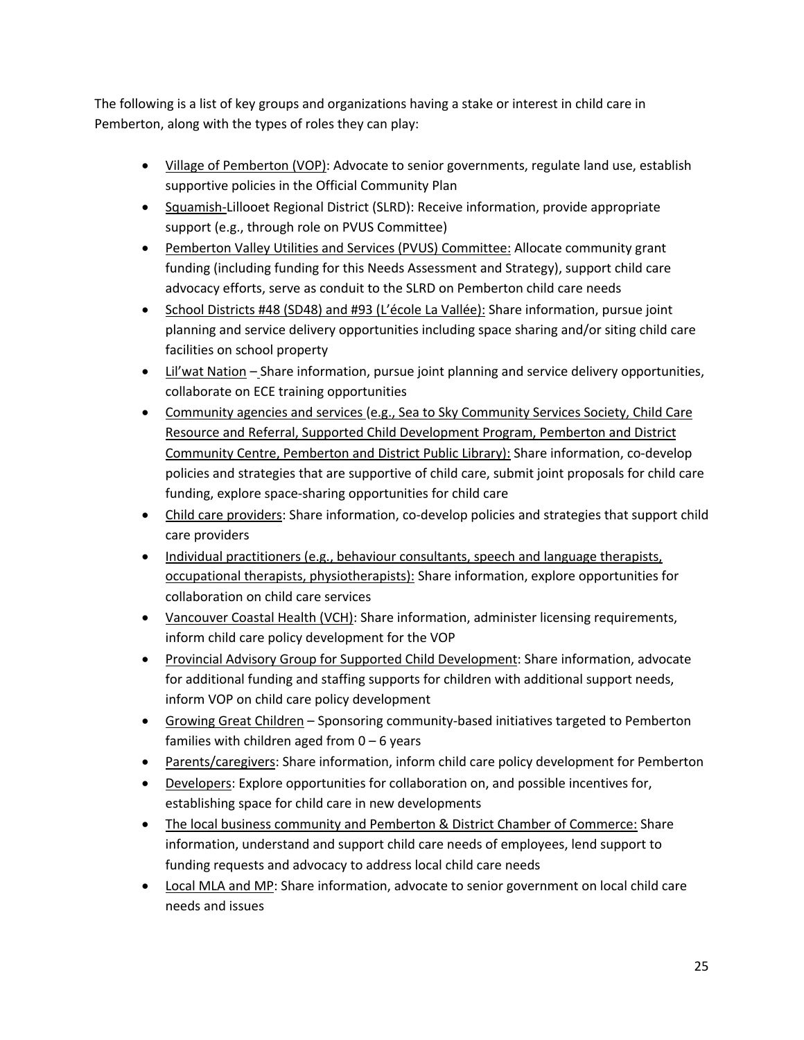The following is a list of key groups and organizations having a stake or interest in child care in Pemberton, along with the types of roles they can play:

- Village of Pemberton (VOP): Advocate to senior governments, regulate land use, establish supportive policies in the Official Community Plan
- Squamish-Lillooet Regional District (SLRD): Receive information, provide appropriate support (e.g., through role on PVUS Committee)
- Pemberton Valley Utilities and Services (PVUS) Committee: Allocate community grant funding (including funding for this Needs Assessment and Strategy), support child care advocacy efforts, serve as conduit to the SLRD on Pemberton child care needs
- School Districts #48 (SD48) and #93 (L'école La Vallée): Share information, pursue joint planning and service delivery opportunities including space sharing and/or siting child care facilities on school property
- Lil'wat Nation – Share information, pursue joint planning and service delivery opportunities, collaborate on ECE training opportunities
- Community agencies and services (e.g., Sea to Sky Community Services Society, Child Care Resource and Referral, Supported Child Development Program, Pemberton and District Community Centre, Pemberton and District Public Library): Share information, co-develop policies and strategies that are supportive of child care, submit joint proposals for child care funding, explore space-sharing opportunities for child care
- Child care providers: Share information, co-develop policies and strategies that support child care providers
- Individual practitioners (e.g., behaviour consultants, speech and language therapists, occupational therapists, physiotherapists): Share information, explore opportunities for collaboration on child care services
- Vancouver Coastal Health (VCH): Share information, administer licensing requirements, inform child care policy development for the VOP
- Provincial Advisory Group for Supported Child Development: Share information, advocate for additional funding and staffing supports for children with additional support needs, inform VOP on child care policy development
- Growing Great Children – Sponsoring community-based initiatives targeted to Pemberton families with children aged from 0 – 6 years
- Parents/caregivers: Share information, inform child care policy development for Pemberton
- Developers: Explore opportunities for collaboration on, and possible incentives for, establishing space for child care in new developments
- The local business community and Pemberton & District Chamber of Commerce: Share information, understand and support child care needs of employees, lend support to funding requests and advocacy to address local child care needs
- Local MLA and MP: Share information, advocate to senior government on local child care needs and issues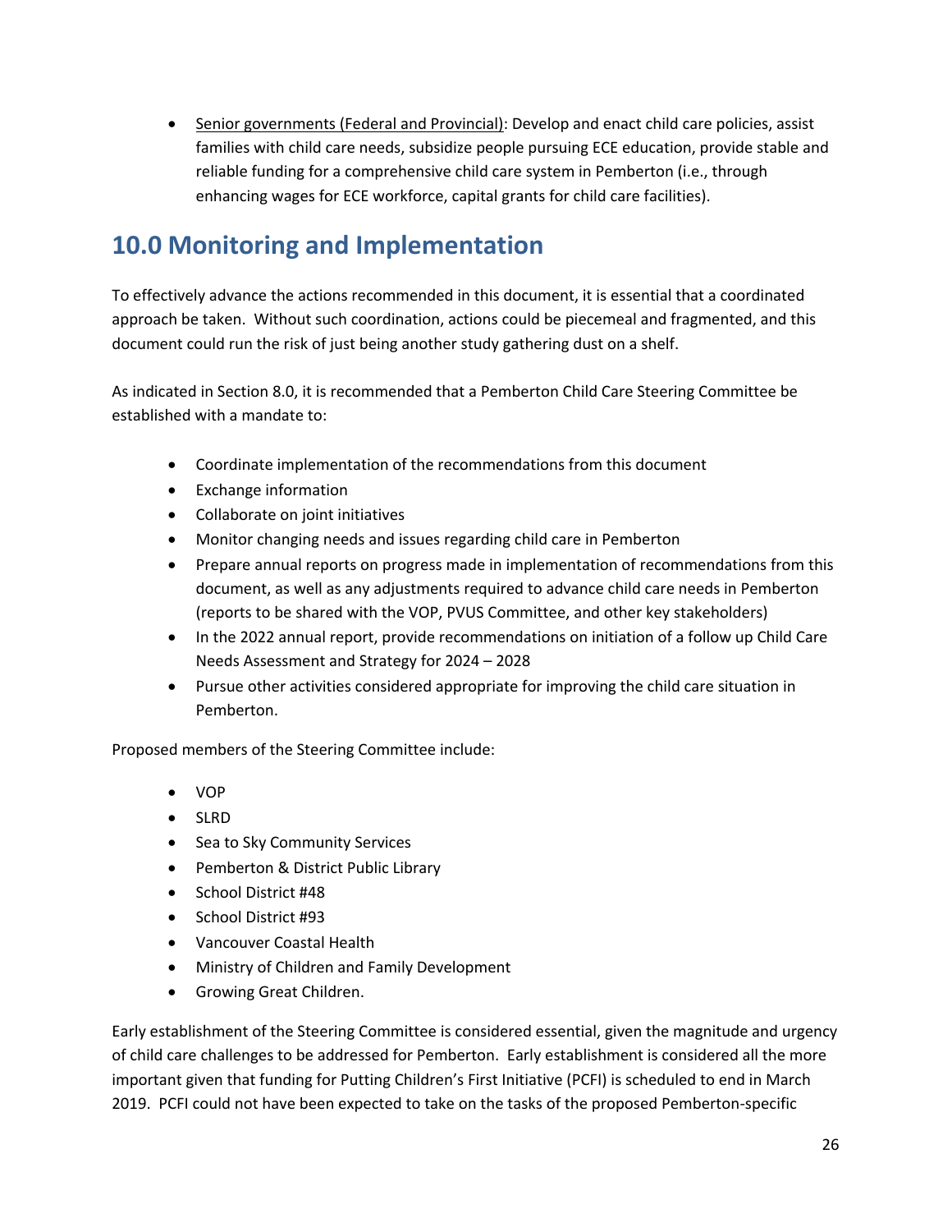- Senior governments (Federal and Provincial): Develop and enact child care policies, assist families with child care needs, subsidize people pursuing ECE education, provide stable and reliable funding for a comprehensive child care system in Pemberton (i.e., through enhancing wages for ECE workforce, capital grants for child care facilities).

# 10.0 Monitoring and Implementation

To effectively advance the actions recommended in this document, it is essential that a coordinated approach be taken. Without such coordination, actions could be piecemeal and fragmented, and this document could run the risk of just being another study gathering dust on a shelf.

As indicated in Section 8.0, it is recommended that a Pemberton Child Care Steering Committee be established with a mandate to:

- Coordinate implementation of the recommendations from this document
- Exchange information
- Collaborate on joint initiatives
- Monitor changing needs and issues regarding child care in Pemberton
- Prepare annual reports on progress made in implementation of recommendations from this document, as well as any adjustments required to advance child care needs in Pemberton (reports to be shared with the VOP, PVUS Committee, and other key stakeholders)
- In the 2022 annual report, provide recommendations on initiation of a follow up Child Care Needs Assessment and Strategy for 2024 – 2028
- Pursue other activities considered appropriate for improving the child care situation in Pemberton.

Proposed members of the Steering Committee include:

- VOP
- SLRD
- Sea to Sky Community Services
- Pemberton & District Public Library
- School District #48
- School District #93
- Vancouver Coastal Health
- Ministry of Children and Family Development
- Growing Great Children.

Early establishment of the Steering Committee is considered essential, given the magnitude and urgency of child care challenges to be addressed for Pemberton. Early establishment is considered all the more important given that funding for Putting Children's First Initiative (PCFI) is scheduled to end in March 2019. PCFI could not have been expected to take on the tasks of the proposed Pemberton-specific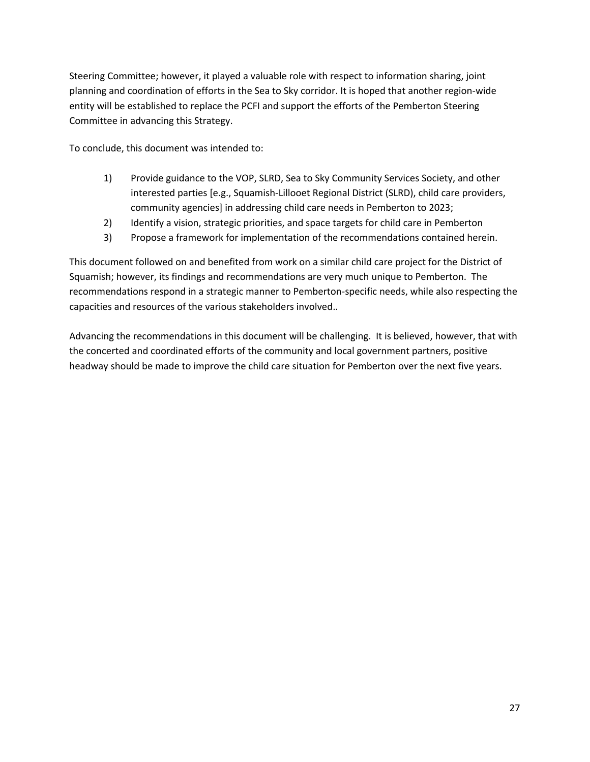Steering Committee; however, it played a valuable role with respect to information sharing, joint planning and coordination of efforts in the Sea to Sky corridor. It is hoped that another region-wide entity will be established to replace the PCFI and support the efforts of the Pemberton Steering Committee in advancing this Strategy.

To conclude, this document was intended to:

1) Provide guidance to the VOP, SLRD, Sea to Sky Community Services Society, and other interested parties [e.g., Squamish-Lillooet Regional District (SLRD), child care providers, community agencies] in addressing child care needs in Pemberton to 2023;
2) Identify a vision, strategic priorities, and space targets for child care in Pemberton
3) Propose a framework for implementation of the recommendations contained herein.

This document followed on and benefited from work on a similar child care project for the District of Squamish; however, its findings and recommendations are very much unique to Pemberton. The recommendations respond in a strategic manner to Pemberton-specific needs, while also respecting the capacities and resources of the various stakeholders involved..

Advancing the recommendations in this document will be challenging. It is believed, however, that with the concerted and coordinated efforts of the community and local government partners, positive headway should be made to improve the child care situation for Pemberton over the next five years.